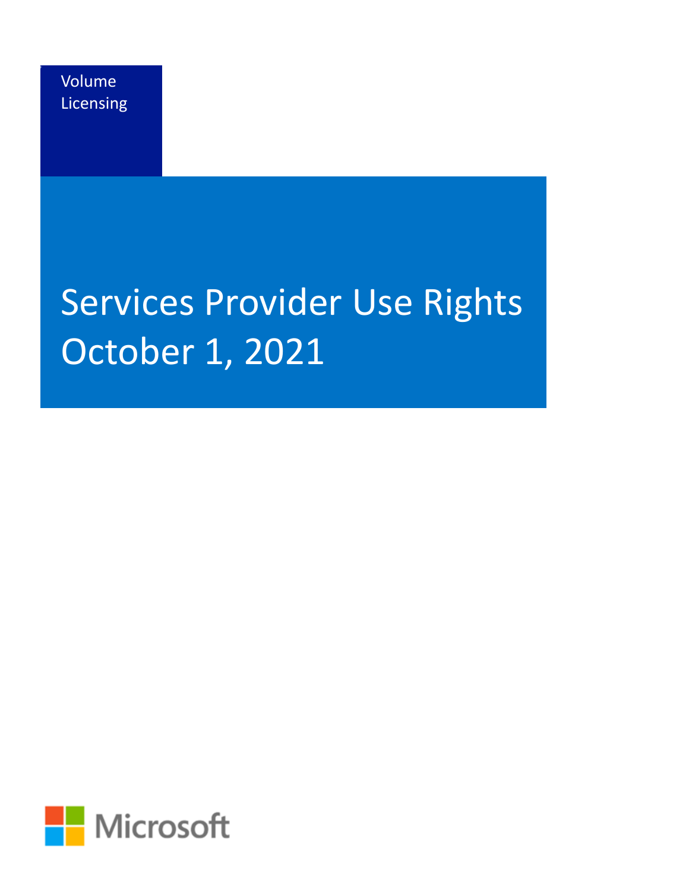Volume Licensing

# Services Provider Use Rights
October 1, 2021

Microsoft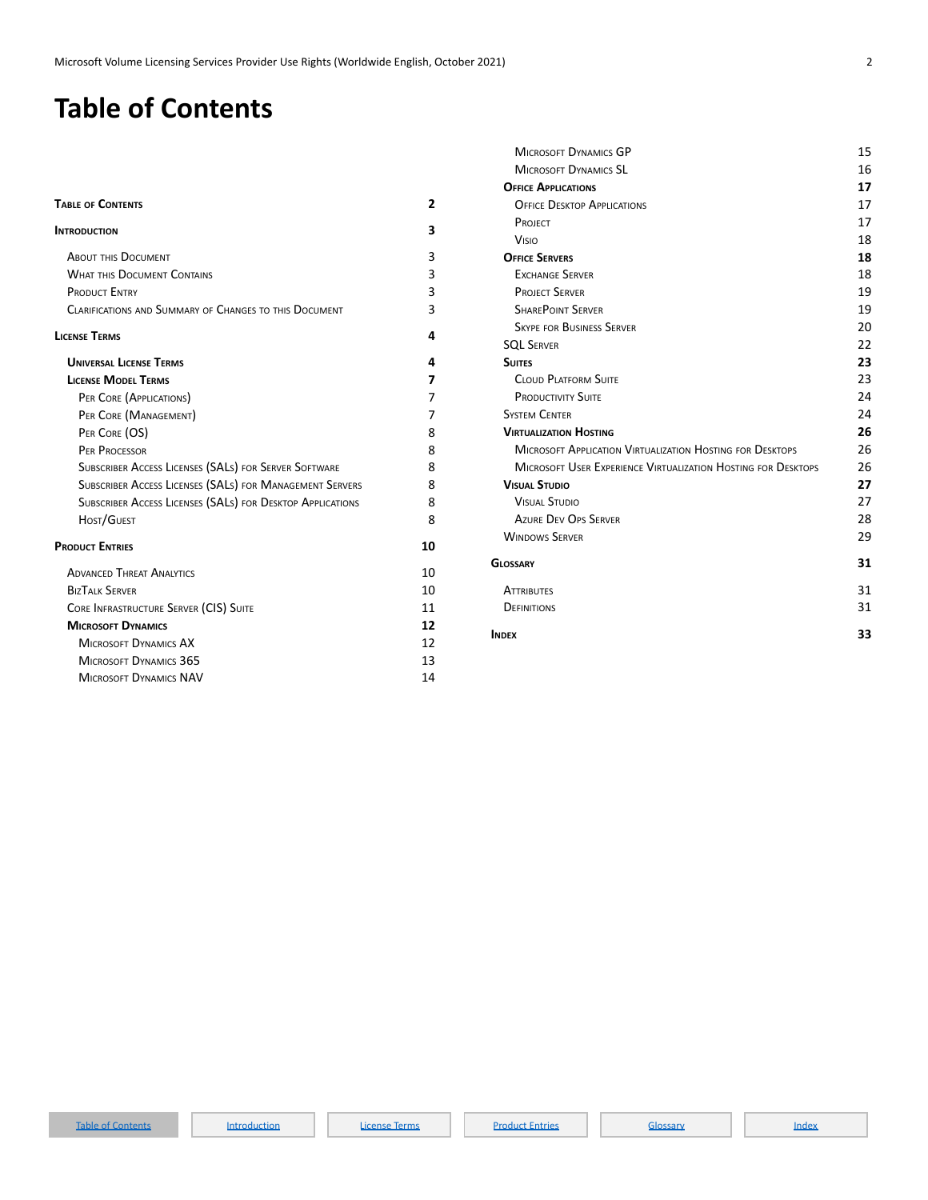# Table of Contents

| | |
|---|---|
| **Table of Contents** | **2** |
| **Introduction** | **3** |
| About this Document | 3 |
| What this Document Contains | 3 |
| Product Entry | 3 |
| Clarifications and Summary of Changes to this Document | 3 |
| **License Terms** | **4** |
| **Universal License Terms** | **4** |
| **License Model Terms** | **7** |
| Per Core (Applications) | 7 |
| Per Core (Management) | 7 |
| Per Core (OS) | 8 |
| Per Processor | 8 |
| Subscriber Access Licenses (SALs) for Server Software | 8 |
| Subscriber Access Licenses (SALs) for Management Servers | 8 |
| Subscriber Access Licenses (SALs) for Desktop Applications | 8 |
| Host/Guest | 8 |
| **Product Entries** | **10** |
| Advanced Threat Analytics | 10 |
| BizTalk Server | 10 |
| Core Infrastructure Server (CIS) Suite | 11 |
| **Microsoft Dynamics** | **12** |
| Microsoft Dynamics AX | 12 |
| Microsoft Dynamics 365 | 13 |
| Microsoft Dynamics NAV | 14 |
| Microsoft Dynamics GP | 15 |
| Microsoft Dynamics SL | 16 |
| **Office Applications** | **17** |
| Office Desktop Applications | 17 |
| Project | 17 |
| Visio | 18 |
| **Office Servers** | **18** |
| Exchange Server | 18 |
| Project Server | 19 |
| SharePoint Server | 19 |
| Skype for Business Server | 20 |
| SQL Server | 22 |
| **Suites** | **23** |
| Cloud Platform Suite | 23 |
| Productivity Suite | 24 |
| System Center | 24 |
| **Virtualization Hosting** | **26** |
| Microsoft Application Virtualization Hosting for Desktops | 26 |
| Microsoft User Experience Virtualization Hosting for Desktops | 26 |
| **Visual Studio** | **27** |
| Visual Studio | 27 |
| Azure Dev Ops Server | 28 |
| Windows Server | 29 |
| **Glossary** | **31** |
| Attributes | 31 |
| Definitions | 31 |
| **Index** | **33** |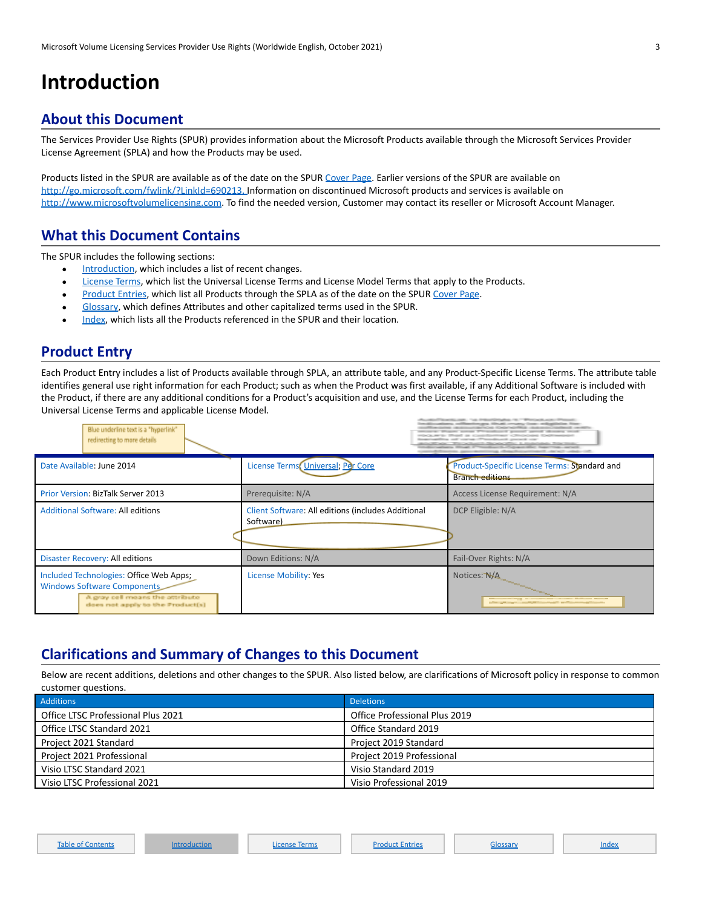# Introduction

## About this Document

The Services Provider Use Rights (SPUR) provides information about the Microsoft Products available through the Microsoft Services Provider License Agreement (SPLA) and how the Products may be used.

Products listed in the SPUR are available as of the date on the SPUR Cover Page. Earlier versions of the SPUR are available on http://go.microsoft.com/fwlink/?LinkId=690213. Information on discontinued Microsoft products and services is available on http://www.microsoftvolumelicensing.com. To find the needed version, Customer may contact its reseller or Microsoft Account Manager.

## What this Document Contains

The SPUR includes the following sections:

- Introduction, which includes a list of recent changes.
- License Terms, which list the Universal License Terms and License Model Terms that apply to the Products.
- Product Entries, which list all Products through the SPLA as of the date on the SPUR Cover Page.
- Glossary, which defines Attributes and other capitalized terms used in the SPUR.
- Index, which lists all the Products referenced in the SPUR and their location.

## Product Entry

Each Product Entry includes a list of Products available through SPLA, an attribute table, and any Product-Specific License Terms. The attribute table identifies general use right information for each Product; such as when the Product was first available, if any Additional Software is included with the Product, if there are any additional conditions for a Product's acquisition and use, and the License Terms for each Product, including the Universal License Terms and applicable License Model.

Blue underline text is a "hyperlink" redirecting to more details

| | | |
|---|---|---|
| Date Available: June 2014 | License Terms: Universal; Per Core | Product-Specific License Terms: Standard and Branch editions |
| Prior Version: BizTalk Server 2013 | Prerequisite: N/A | Access License Requirement: N/A |
| Additional Software: All editions | Client Software: All editions (includes Additional Software) | DCP Eligible: N/A |
| Disaster Recovery: All editions | Down Editions: N/A | Fail-Over Rights: N/A |
| Included Technologies: Office Web Apps; Windows Software Components | License Mobility: Yes | Notices: N/A |

A gray cell means the attribute does not apply to the Product(s)

## Clarifications and Summary of Changes to this Document

Below are recent additions, deletions and other changes to the SPUR. Also listed below, are clarifications of Microsoft policy in response to common customer questions.

| Additions | Deletions |
|---|---|
| Office LTSC Professional Plus 2021 | Office Professional Plus 2019 |
| Office LTSC Standard 2021 | Office Standard 2019 |
| Project 2021 Standard | Project 2019 Standard |
| Project 2021 Professional | Project 2019 Professional |
| Visio LTSC Standard 2021 | Visio Standard 2019 |
| Visio LTSC Professional 2021 | Visio Professional 2019 |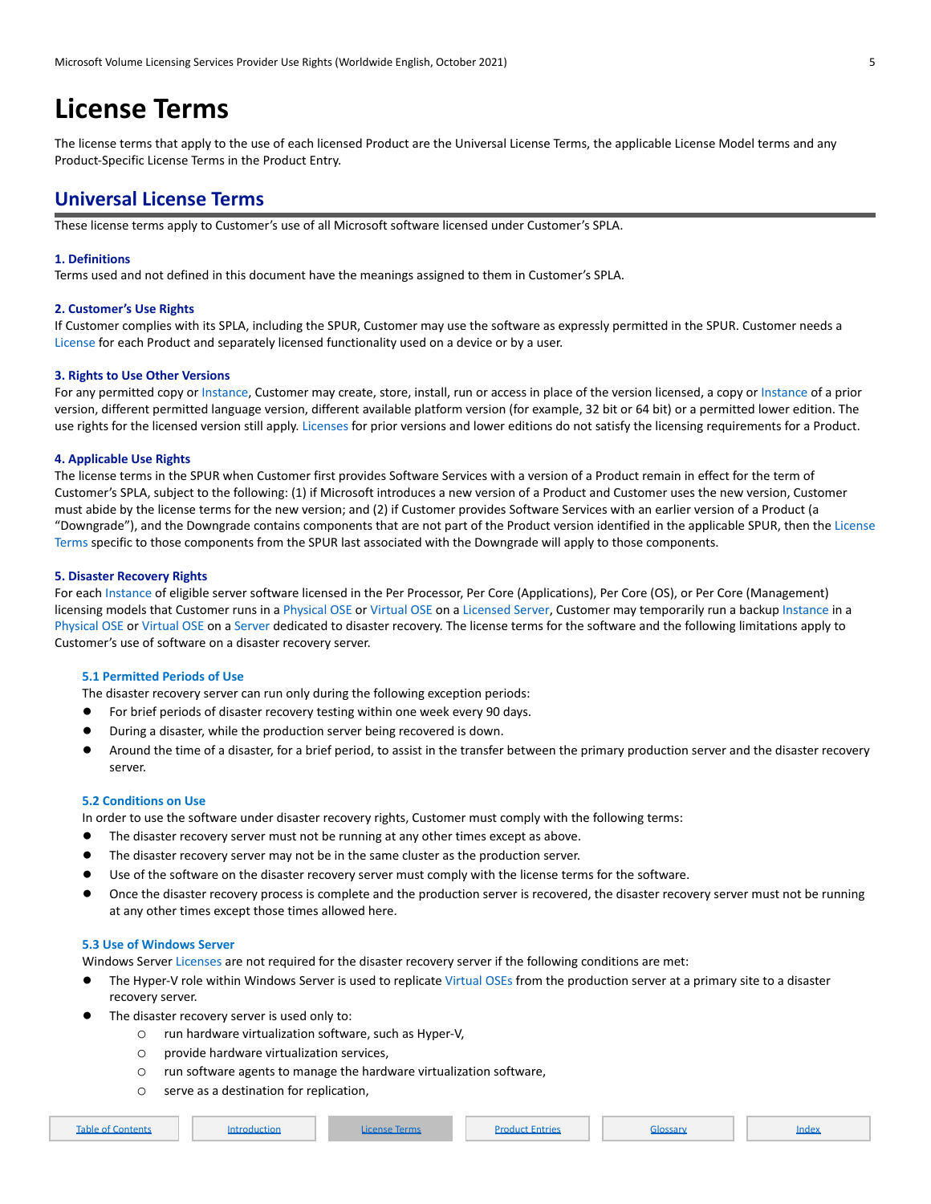# License Terms

The license terms that apply to the use of each licensed Product are the Universal License Terms, the applicable License Model terms and any Product-Specific License Terms in the Product Entry.

## Universal License Terms

These license terms apply to Customer's use of all Microsoft software licensed under Customer's SPLA.

### 1. Definitions

Terms used and not defined in this document have the meanings assigned to them in Customer's SPLA.

### 2. Customer's Use Rights

If Customer complies with its SPLA, including the SPUR, Customer may use the software as expressly permitted in the SPUR. Customer needs a License for each Product and separately licensed functionality used on a device or by a user.

### 3. Rights to Use Other Versions

For any permitted copy or Instance, Customer may create, store, install, run or access in place of the version licensed, a copy or Instance of a prior version, different permitted language version, different available platform version (for example, 32 bit or 64 bit) or a permitted lower edition. The use rights for the licensed version still apply. Licenses for prior versions and lower editions do not satisfy the licensing requirements for a Product.

### 4. Applicable Use Rights

The license terms in the SPUR when Customer first provides Software Services with a version of a Product remain in effect for the term of Customer's SPLA, subject to the following: (1) if Microsoft introduces a new version of a Product and Customer uses the new version, Customer must abide by the license terms for the new version; and (2) if Customer provides Software Services with an earlier version of a Product (a "Downgrade"), and the Downgrade contains components that are not part of the Product version identified in the applicable SPUR, then the License Terms specific to those components from the SPUR last associated with the Downgrade will apply to those components.

### 5. Disaster Recovery Rights

For each Instance of eligible server software licensed in the Per Processor, Per Core (Applications), Per Core (OS), or Per Core (Management) licensing models that Customer runs in a Physical OSE or Virtual OSE on a Licensed Server, Customer may temporarily run a backup Instance in a Physical OSE or Virtual OSE on a Server dedicated to disaster recovery. The license terms for the software and the following limitations apply to Customer's use of software on a disaster recovery server.

#### 5.1 Permitted Periods of Use

The disaster recovery server can run only during the following exception periods:

- For brief periods of disaster recovery testing within one week every 90 days.
- During a disaster, while the production server being recovered is down.
- Around the time of a disaster, for a brief period, to assist in the transfer between the primary production server and the disaster recovery server.

#### 5.2 Conditions on Use

In order to use the software under disaster recovery rights, Customer must comply with the following terms:

- The disaster recovery server must not be running at any other times except as above.
- The disaster recovery server may not be in the same cluster as the production server.
- Use of the software on the disaster recovery server must comply with the license terms for the software.
- Once the disaster recovery process is complete and the production server is recovered, the disaster recovery server must not be running at any other times except those times allowed here.

#### 5.3 Use of Windows Server

Windows Server Licenses are not required for the disaster recovery server if the following conditions are met:

- The Hyper-V role within Windows Server is used to replicate Virtual OSEs from the production server at a primary site to a disaster recovery server.
- The disaster recovery server is used only to:
    - run hardware virtualization software, such as Hyper-V,
    - provide hardware virtualization services,
    - run software agents to manage the hardware virtualization software,
    - serve as a destination for replication,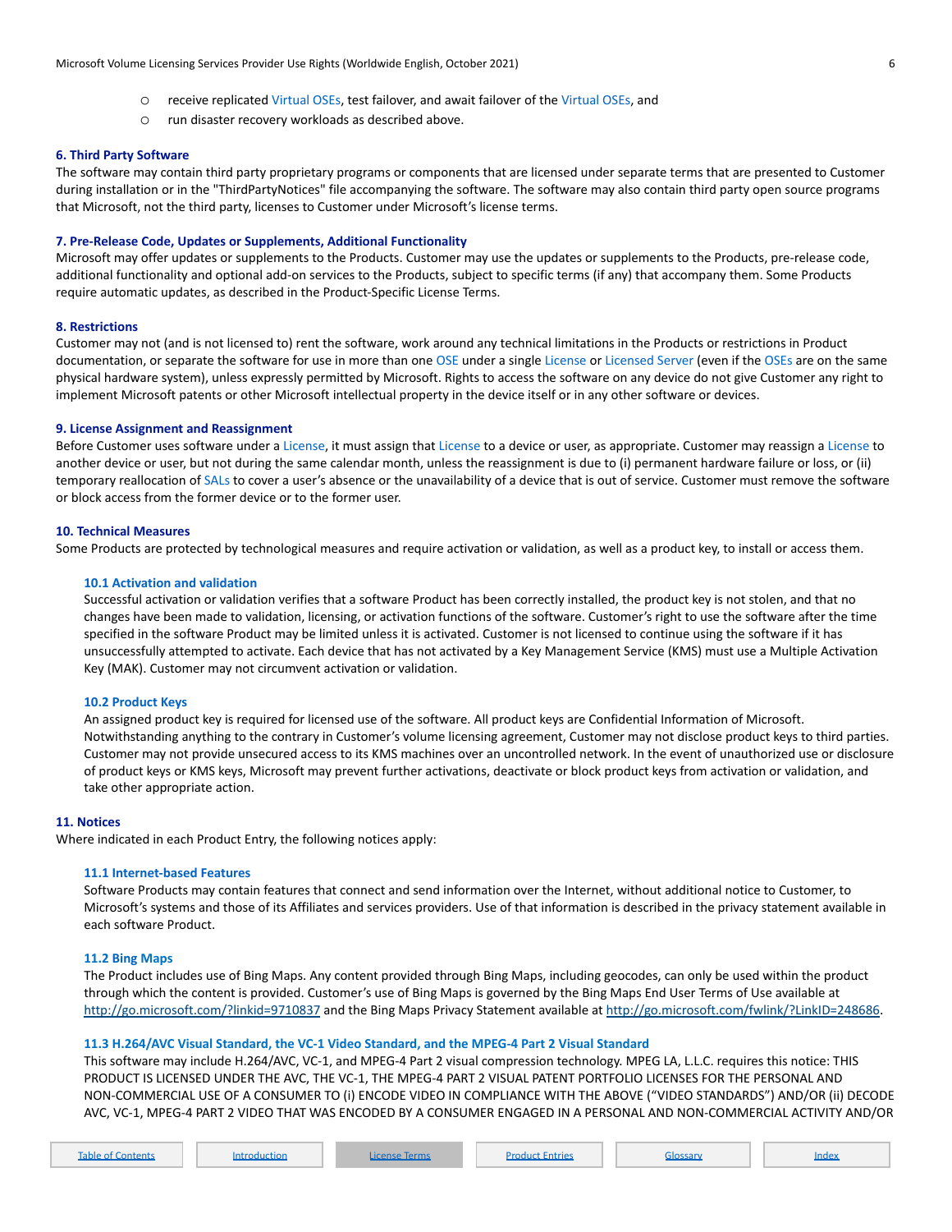- receive replicated Virtual OSEs, test failover, and await failover of the Virtual OSEs, and
- run disaster recovery workloads as described above.

### 6. Third Party Software

The software may contain third party proprietary programs or components that are licensed under separate terms that are presented to Customer during installation or in the "ThirdPartyNotices" file accompanying the software. The software may also contain third party open source programs that Microsoft, not the third party, licenses to Customer under Microsoft's license terms.

### 7. Pre-Release Code, Updates or Supplements, Additional Functionality

Microsoft may offer updates or supplements to the Products. Customer may use the updates or supplements to the Products, pre-release code, additional functionality and optional add-on services to the Products, subject to specific terms (if any) that accompany them. Some Products require automatic updates, as described in the Product-Specific License Terms.

### 8. Restrictions

Customer may not (and is not licensed to) rent the software, work around any technical limitations in the Products or restrictions in Product documentation, or separate the software for use in more than one OSE under a single License or Licensed Server (even if the OSEs are on the same physical hardware system), unless expressly permitted by Microsoft. Rights to access the software on any device do not give Customer any right to implement Microsoft patents or other Microsoft intellectual property in the device itself or in any other software or devices.

### 9. License Assignment and Reassignment

Before Customer uses software under a License, it must assign that License to a device or user, as appropriate. Customer may reassign a License to another device or user, but not during the same calendar month, unless the reassignment is due to (i) permanent hardware failure or loss, or (ii) temporary reallocation of SALs to cover a user's absence or the unavailability of a device that is out of service. Customer must remove the software or block access from the former device or to the former user.

### 10. Technical Measures

Some Products are protected by technological measures and require activation or validation, as well as a product key, to install or access them.

#### 10.1 Activation and validation

Successful activation or validation verifies that a software Product has been correctly installed, the product key is not stolen, and that no changes have been made to validation, licensing, or activation functions of the software. Customer's right to use the software after the time specified in the software Product may be limited unless it is activated. Customer is not licensed to continue using the software if it has unsuccessfully attempted to activate. Each device that has not activated by a Key Management Service (KMS) must use a Multiple Activation Key (MAK). Customer may not circumvent activation or validation.

#### 10.2 Product Keys

An assigned product key is required for licensed use of the software. All product keys are Confidential Information of Microsoft. Notwithstanding anything to the contrary in Customer's volume licensing agreement, Customer may not disclose product keys to third parties. Customer may not provide unsecured access to its KMS machines over an uncontrolled network. In the event of unauthorized use or disclosure of product keys or KMS keys, Microsoft may prevent further activations, deactivate or block product keys from activation or validation, and take other appropriate action.

### 11. Notices

Where indicated in each Product Entry, the following notices apply:

#### 11.1 Internet-based Features

Software Products may contain features that connect and send information over the Internet, without additional notice to Customer, to Microsoft's systems and those of its Affiliates and services providers. Use of that information is described in the privacy statement available in each software Product.

#### 11.2 Bing Maps

The Product includes use of Bing Maps. Any content provided through Bing Maps, including geocodes, can only be used within the product through which the content is provided. Customer's use of Bing Maps is governed by the Bing Maps End User Terms of Use available at http://go.microsoft.com/?linkid=9710837 and the Bing Maps Privacy Statement available at http://go.microsoft.com/fwlink/?LinkID=248686.

#### 11.3 H.264/AVC Visual Standard, the VC-1 Video Standard, and the MPEG-4 Part 2 Visual Standard

This software may include H.264/AVC, VC-1, and MPEG-4 Part 2 visual compression technology. MPEG LA, L.L.C. requires this notice: THIS PRODUCT IS LICENSED UNDER THE AVC, THE VC-1, THE MPEG-4 PART 2 VISUAL PATENT PORTFOLIO LICENSES FOR THE PERSONAL AND NON-COMMERCIAL USE OF A CONSUMER TO (i) ENCODE VIDEO IN COMPLIANCE WITH THE ABOVE ("VIDEO STANDARDS") AND/OR (ii) DECODE AVC, VC-1, MPEG-4 PART 2 VIDEO THAT WAS ENCODED BY A CONSUMER ENGAGED IN A PERSONAL AND NON-COMMERCIAL ACTIVITY AND/OR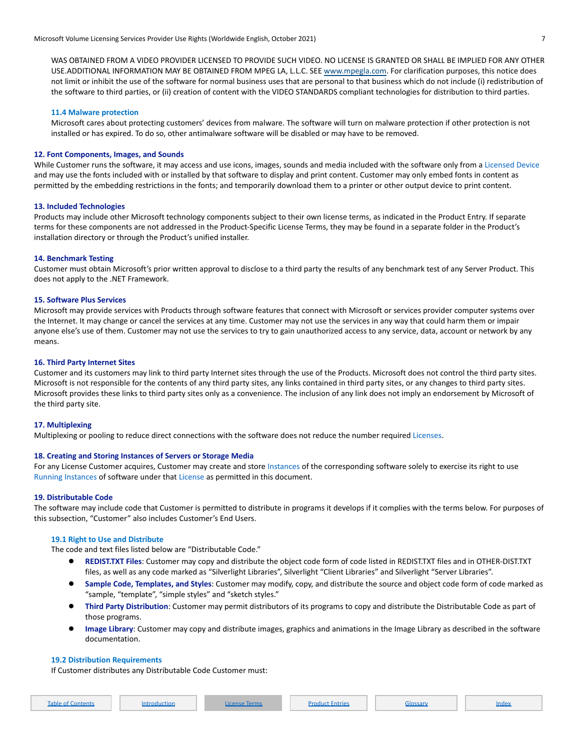WAS OBTAINED FROM A VIDEO PROVIDER LICENSED TO PROVIDE SUCH VIDEO. NO LICENSE IS GRANTED OR SHALL BE IMPLIED FOR ANY OTHER USE.ADDITIONAL INFORMATION MAY BE OBTAINED FROM MPEG LA, L.L.C. SEE www.mpegla.com. For clarification purposes, this notice does not limit or inhibit the use of the software for normal business uses that are personal to that business which do not include (i) redistribution of the software to third parties, or (ii) creation of content with the VIDEO STANDARDS compliant technologies for distribution to third parties.

#### 11.4 Malware protection

Microsoft cares about protecting customers' devices from malware. The software will turn on malware protection if other protection is not installed or has expired. To do so, other antimalware software will be disabled or may have to be removed.

### 12. Font Components, Images, and Sounds

While Customer runs the software, it may access and use icons, images, sounds and media included with the software only from a Licensed Device and may use the fonts included with or installed by that software to display and print content. Customer may only embed fonts in content as permitted by the embedding restrictions in the fonts; and temporarily download them to a printer or other output device to print content.

### 13. Included Technologies

Products may include other Microsoft technology components subject to their own license terms, as indicated in the Product Entry. If separate terms for these components are not addressed in the Product-Specific License Terms, they may be found in a separate folder in the Product's installation directory or through the Product's unified installer.

### 14. Benchmark Testing

Customer must obtain Microsoft's prior written approval to disclose to a third party the results of any benchmark test of any Server Product. This does not apply to the .NET Framework.

### 15. Software Plus Services

Microsoft may provide services with Products through software features that connect with Microsoft or services provider computer systems over the Internet. It may change or cancel the services at any time. Customer may not use the services in any way that could harm them or impair anyone else's use of them. Customer may not use the services to try to gain unauthorized access to any service, data, account or network by any means.

### 16. Third Party Internet Sites

Customer and its customers may link to third party Internet sites through the use of the Products. Microsoft does not control the third party sites. Microsoft is not responsible for the contents of any third party sites, any links contained in third party sites, or any changes to third party sites. Microsoft provides these links to third party sites only as a convenience. The inclusion of any link does not imply an endorsement by Microsoft of the third party site.

### 17. Multiplexing

Multiplexing or pooling to reduce direct connections with the software does not reduce the number required Licenses.

### 18. Creating and Storing Instances of Servers or Storage Media

For any License Customer acquires, Customer may create and store Instances of the corresponding software solely to exercise its right to use Running Instances of software under that License as permitted in this document.

### 19. Distributable Code

The software may include code that Customer is permitted to distribute in programs it develops if it complies with the terms below. For purposes of this subsection, "Customer" also includes Customer's End Users.

#### 19.1 Right to Use and Distribute

The code and text files listed below are "Distributable Code."

- **REDIST.TXT Files**: Customer may copy and distribute the object code form of code listed in REDIST.TXT files and in OTHER-DIST.TXT files, as well as any code marked as "Silverlight Libraries", Silverlight "Client Libraries" and Silverlight "Server Libraries".
- **Sample Code, Templates, and Styles**: Customer may modify, copy, and distribute the source and object code form of code marked as "sample, "template", "simple styles" and "sketch styles."
- **Third Party Distribution**: Customer may permit distributors of its programs to copy and distribute the Distributable Code as part of those programs.
- **Image Library**: Customer may copy and distribute images, graphics and animations in the Image Library as described in the software documentation.

#### 19.2 Distribution Requirements

If Customer distributes any Distributable Code Customer must: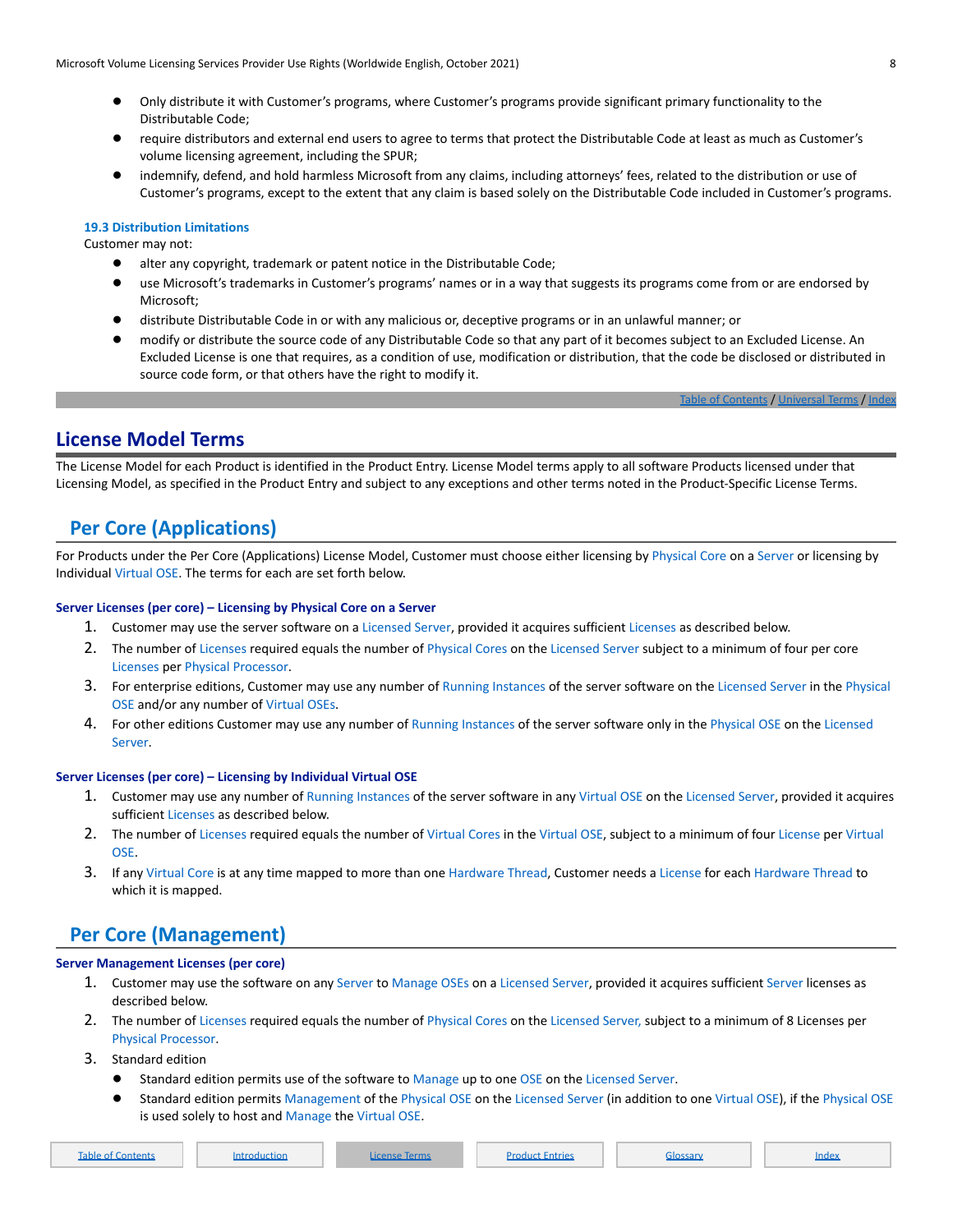- Only distribute it with Customer's programs, where Customer's programs provide significant primary functionality to the Distributable Code;
- require distributors and external end users to agree to terms that protect the Distributable Code at least as much as Customer's volume licensing agreement, including the SPUR;
- indemnify, defend, and hold harmless Microsoft from any claims, including attorneys' fees, related to the distribution or use of Customer's programs, except to the extent that any claim is based solely on the Distributable Code included in Customer's programs.

#### 19.3 Distribution Limitations

Customer may not:

- alter any copyright, trademark or patent notice in the Distributable Code;
- use Microsoft's trademarks in Customer's programs' names or in a way that suggests its programs come from or are endorsed by Microsoft;
- distribute Distributable Code in or with any malicious or, deceptive programs or in an unlawful manner; or
- modify or distribute the source code of any Distributable Code so that any part of it becomes subject to an Excluded License. An Excluded License is one that requires, as a condition of use, modification or distribution, that the code be disclosed or distributed in source code form, or that others have the right to modify it.

Table of Contents / Universal Terms / Index

# License Model Terms

The License Model for each Product is identified in the Product Entry. License Model terms apply to all software Products licensed under that Licensing Model, as specified in the Product Entry and subject to any exceptions and other terms noted in the Product-Specific License Terms.

## Per Core (Applications)

For Products under the Per Core (Applications) License Model, Customer must choose either licensing by Physical Core on a Server or licensing by Individual Virtual OSE. The terms for each are set forth below.

#### Server Licenses (per core) – Licensing by Physical Core on a Server

1. Customer may use the server software on a Licensed Server, provided it acquires sufficient Licenses as described below.
2. The number of Licenses required equals the number of Physical Cores on the Licensed Server subject to a minimum of four per core Licenses per Physical Processor.
3. For enterprise editions, Customer may use any number of Running Instances of the server software on the Licensed Server in the Physical OSE and/or any number of Virtual OSEs.
4. For other editions Customer may use any number of Running Instances of the server software only in the Physical OSE on the Licensed Server.

#### Server Licenses (per core) – Licensing by Individual Virtual OSE

1. Customer may use any number of Running Instances of the server software in any Virtual OSE on the Licensed Server, provided it acquires sufficient Licenses as described below.
2. The number of Licenses required equals the number of Virtual Cores in the Virtual OSE, subject to a minimum of four License per Virtual OSE.
3. If any Virtual Core is at any time mapped to more than one Hardware Thread, Customer needs a License for each Hardware Thread to which it is mapped.

## Per Core (Management)

#### Server Management Licenses (per core)

1. Customer may use the software on any Server to Manage OSEs on a Licensed Server, provided it acquires sufficient Server licenses as described below.
2. The number of Licenses required equals the number of Physical Cores on the Licensed Server, subject to a minimum of 8 Licenses per Physical Processor.
3. Standard edition
   - Standard edition permits use of the software to Manage up to one OSE on the Licensed Server.
   - Standard edition permits Management of the Physical OSE on the Licensed Server (in addition to one Virtual OSE), if the Physical OSE is used solely to host and Manage the Virtual OSE.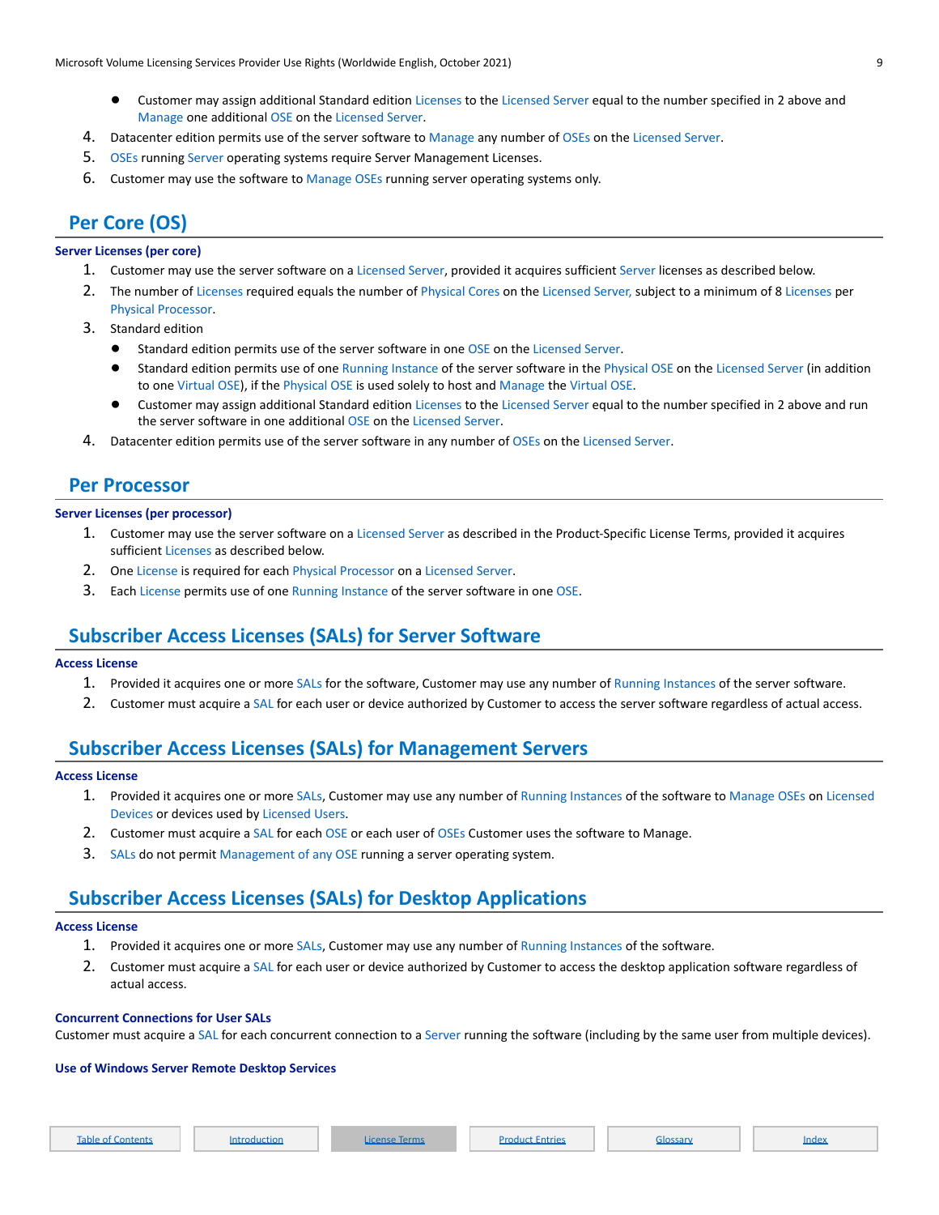- Customer may assign additional Standard edition Licenses to the Licensed Server equal to the number specified in 2 above and Manage one additional OSE on the Licensed Server.

4. Datacenter edition permits use of the server software to Manage any number of OSEs on the Licensed Server.
5. OSEs running Server operating systems require Server Management Licenses.
6. Customer may use the software to Manage OSEs running server operating systems only.

## Per Core (OS)

#### Server Licenses (per core)

1. Customer may use the server software on a Licensed Server, provided it acquires sufficient Server licenses as described below.
2. The number of Licenses required equals the number of Physical Cores on the Licensed Server, subject to a minimum of 8 Licenses per Physical Processor.
3. Standard edition
   - Standard edition permits use of the server software in one OSE on the Licensed Server.
   - Standard edition permits use of one Running Instance of the server software in the Physical OSE on the Licensed Server (in addition to one Virtual OSE), if the Physical OSE is used solely to host and Manage the Virtual OSE.
   - Customer may assign additional Standard edition Licenses to the Licensed Server equal to the number specified in 2 above and run the server software in one additional OSE on the Licensed Server.
4. Datacenter edition permits use of the server software in any number of OSEs on the Licensed Server.

## Per Processor

#### Server Licenses (per processor)

1. Customer may use the server software on a Licensed Server as described in the Product-Specific License Terms, provided it acquires sufficient Licenses as described below.
2. One License is required for each Physical Processor on a Licensed Server.
3. Each License permits use of one Running Instance of the server software in one OSE.

## Subscriber Access Licenses (SALs) for Server Software

#### Access License

1. Provided it acquires one or more SALs for the software, Customer may use any number of Running Instances of the server software.
2. Customer must acquire a SAL for each user or device authorized by Customer to access the server software regardless of actual access.

## Subscriber Access Licenses (SALs) for Management Servers

#### Access License

1. Provided it acquires one or more SALs, Customer may use any number of Running Instances of the software to Manage OSEs on Licensed Devices or devices used by Licensed Users.
2. Customer must acquire a SAL for each OSE or each user of OSEs Customer uses the software to Manage.
3. SALs do not permit Management of any OSE running a server operating system.

## Subscriber Access Licenses (SALs) for Desktop Applications

#### Access License

1. Provided it acquires one or more SALs, Customer may use any number of Running Instances of the software.
2. Customer must acquire a SAL for each user or device authorized by Customer to access the desktop application software regardless of actual access.

#### Concurrent Connections for User SALs

Customer must acquire a SAL for each concurrent connection to a Server running the software (including by the same user from multiple devices).

#### Use of Windows Server Remote Desktop Services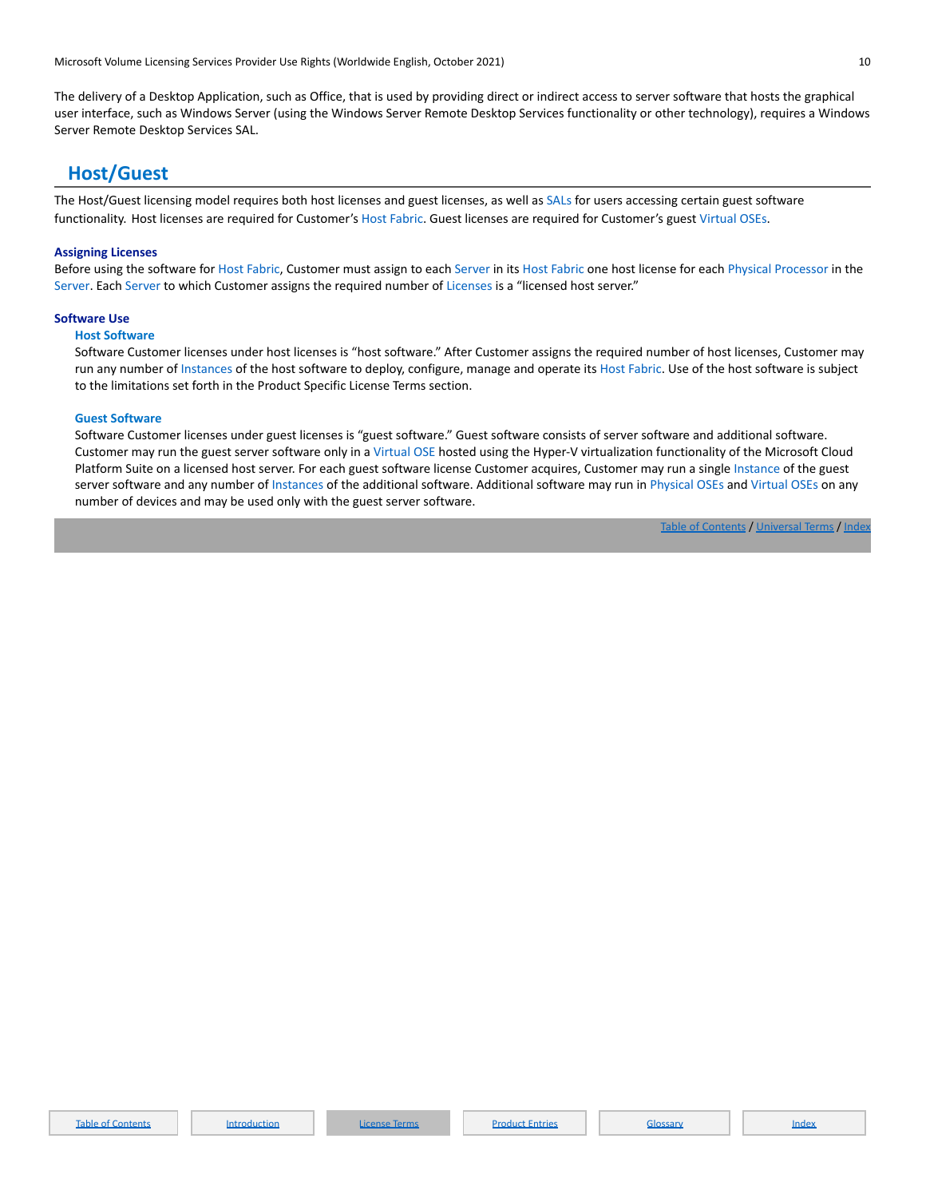The delivery of a Desktop Application, such as Office, that is used by providing direct or indirect access to server software that hosts the graphical user interface, such as Windows Server (using the Windows Server Remote Desktop Services functionality or other technology), requires a Windows Server Remote Desktop Services SAL.

## Host/Guest

The Host/Guest licensing model requires both host licenses and guest licenses, as well as SALs for users accessing certain guest software functionality. Host licenses are required for Customer's Host Fabric. Guest licenses are required for Customer's guest Virtual OSEs.

### Assigning Licenses

Before using the software for Host Fabric, Customer must assign to each Server in its Host Fabric one host license for each Physical Processor in the Server. Each Server to which Customer assigns the required number of Licenses is a "licensed host server."

### Software Use

#### Host Software

Software Customer licenses under host licenses is "host software." After Customer assigns the required number of host licenses, Customer may run any number of Instances of the host software to deploy, configure, manage and operate its Host Fabric. Use of the host software is subject to the limitations set forth in the Product Specific License Terms section.

#### Guest Software

Software Customer licenses under guest licenses is "guest software." Guest software consists of server software and additional software. Customer may run the guest server software only in a Virtual OSE hosted using the Hyper-V virtualization functionality of the Microsoft Cloud Platform Suite on a licensed host server. For each guest software license Customer acquires, Customer may run a single Instance of the guest server software and any number of Instances of the additional software. Additional software may run in Physical OSEs and Virtual OSEs on any number of devices and may be used only with the guest server software.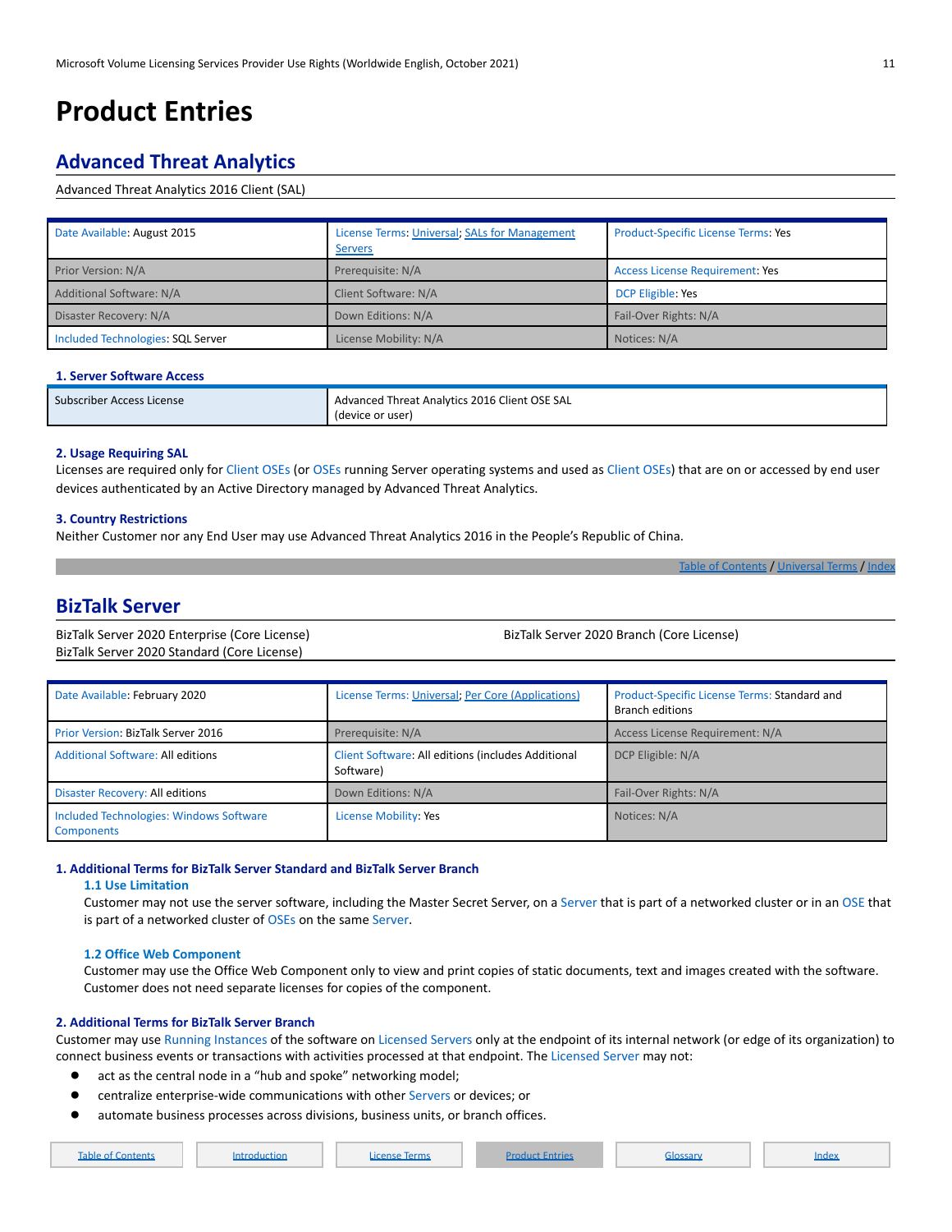# Product Entries

## Advanced Threat Analytics

Advanced Threat Analytics 2016 Client (SAL)

| | | |
|---|---|---|
| Date Available: August 2015 | License Terms: Universal; SALs for Management Servers | Product-Specific License Terms: Yes |
| Prior Version: N/A | Prerequisite: N/A | Access License Requirement: Yes |
| Additional Software: N/A | Client Software: N/A | DCP Eligible: Yes |
| Disaster Recovery: N/A | Down Editions: N/A | Fail-Over Rights: N/A |
| Included Technologies: SQL Server | License Mobility: N/A | Notices: N/A |

### 1. Server Software Access

| | |
|---|---|
| Subscriber Access License | Advanced Threat Analytics 2016 Client OSE SAL (device or user) |

### 2. Usage Requiring SAL

Licenses are required only for Client OSEs (or OSEs running Server operating systems and used as Client OSEs) that are on or accessed by end user devices authenticated by an Active Directory managed by Advanced Threat Analytics.

### 3. Country Restrictions

Neither Customer nor any End User may use Advanced Threat Analytics 2016 in the People's Republic of China.

Table of Contents / Universal Terms / Index

## BizTalk Server

BizTalk Server 2020 Enterprise (Core License)
BizTalk Server 2020 Standard (Core License)
BizTalk Server 2020 Branch (Core License)

| | | |
|---|---|---|
| Date Available: February 2020 | License Terms: Universal; Per Core (Applications) | Product-Specific License Terms: Standard and Branch editions |
| Prior Version: BizTalk Server 2016 | Prerequisite: N/A | Access License Requirement: N/A |
| Additional Software: All editions | Client Software: All editions (includes Additional Software) | DCP Eligible: N/A |
| Disaster Recovery: All editions | Down Editions: N/A | Fail-Over Rights: N/A |
| Included Technologies: Windows Software Components | License Mobility: Yes | Notices: N/A |

### 1. Additional Terms for BizTalk Server Standard and BizTalk Server Branch

#### 1.1 Use Limitation

Customer may not use the server software, including the Master Secret Server, on a Server that is part of a networked cluster or in an OSE that is part of a networked cluster of OSEs on the same Server.

#### 1.2 Office Web Component

Customer may use the Office Web Component only to view and print copies of static documents, text and images created with the software. Customer does not need separate licenses for copies of the component.

### 2. Additional Terms for BizTalk Server Branch

Customer may use Running Instances of the software on Licensed Servers only at the endpoint of its internal network (or edge of its organization) to connect business events or transactions with activities processed at that endpoint. The Licensed Server may not:

- act as the central node in a "hub and spoke" networking model;
- centralize enterprise-wide communications with other Servers or devices; or
- automate business processes across divisions, business units, or branch offices.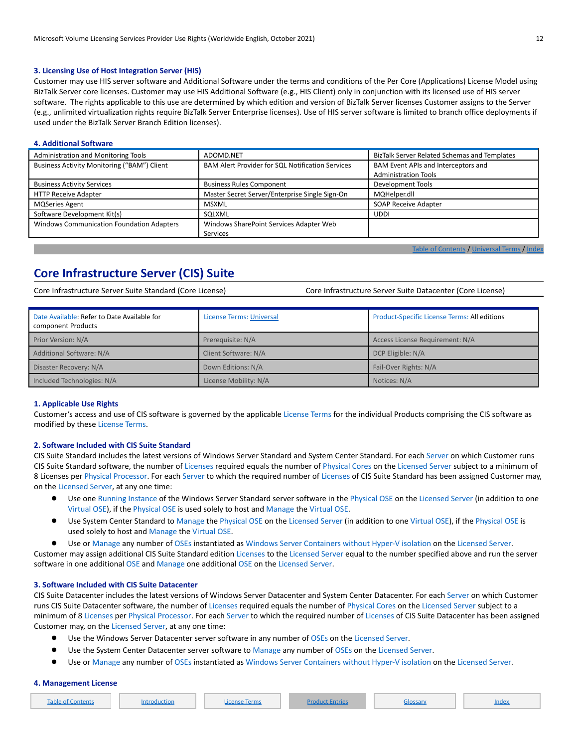### 3. Licensing Use of Host Integration Server (HIS)

Customer may use HIS server software and Additional Software under the terms and conditions of the Per Core (Applications) License Model using BizTalk Server core licenses. Customer may use HIS Additional Software (e.g., HIS Client) only in conjunction with its licensed use of HIS server software. The rights applicable to this use are determined by which edition and version of BizTalk Server licenses Customer assigns to the Server (e.g., unlimited virtualization rights require BizTalk Server Enterprise licenses). Use of HIS server software is limited to branch office deployments if used under the BizTalk Server Branch Edition licenses).

### 4. Additional Software

| | | |
|---|---|---|
| Administration and Monitoring Tools | ADOMD.NET | BizTalk Server Related Schemas and Templates |
| Business Activity Monitoring ("BAM") Client | BAM Alert Provider for SQL Notification Services | BAM Event APIs and Interceptors and Administration Tools |
| Business Activity Services | Business Rules Component | Development Tools |
| HTTP Receive Adapter | Master Secret Server/Enterprise Single Sign-On | MQHelper.dll |
| MQSeries Agent | MSXML | SOAP Receive Adapter |
| Software Development Kit(s) | SQLXML | UDDI |
| Windows Communication Foundation Adapters | Windows SharePoint Services Adapter Web Services | |

Table of Contents / Universal Terms / Index

## Core Infrastructure Server (CIS) Suite

Core Infrastructure Server Suite Standard (Core License)　　Core Infrastructure Server Suite Datacenter (Core License)

| | | |
|---|---|---|
| Date Available: Refer to Date Available for component Products | License Terms: Universal | Product-Specific License Terms: All editions |
| Prior Version: N/A | Prerequisite: N/A | Access License Requirement: N/A |
| Additional Software: N/A | Client Software: N/A | DCP Eligible: N/A |
| Disaster Recovery: N/A | Down Editions: N/A | Fail-Over Rights: N/A |
| Included Technologies: N/A | License Mobility: N/A | Notices: N/A |

### 1. Applicable Use Rights

Customer's access and use of CIS software is governed by the applicable License Terms for the individual Products comprising the CIS software as modified by these License Terms.

### 2. Software Included with CIS Suite Standard

CIS Suite Standard includes the latest versions of Windows Server Standard and System Center Standard. For each Server on which Customer runs CIS Suite Standard software, the number of Licenses required equals the number of Physical Cores on the Licensed Server subject to a minimum of 8 Licenses per Physical Processor. For each Server to which the required number of Licenses of CIS Suite Standard has been assigned Customer may, on the Licensed Server, at any one time:

- Use one Running Instance of the Windows Server Standard server software in the Physical OSE on the Licensed Server (in addition to one Virtual OSE), if the Physical OSE is used solely to host and Manage the Virtual OSE.
- Use System Center Standard to Manage the Physical OSE on the Licensed Server (in addition to one Virtual OSE), if the Physical OSE is used solely to host and Manage the Virtual OSE.
- Use or Manage any number of OSEs instantiated as Windows Server Containers without Hyper-V isolation on the Licensed Server.

Customer may assign additional CIS Suite Standard edition Licenses to the Licensed Server equal to the number specified above and run the server software in one additional OSE and Manage one additional OSE on the Licensed Server.

### 3. Software Included with CIS Suite Datacenter

CIS Suite Datacenter includes the latest versions of Windows Server Datacenter and System Center Datacenter. For each Server on which Customer runs CIS Suite Datacenter software, the number of Licenses required equals the number of Physical Cores on the Licensed Server subject to a minimum of 8 Licenses per Physical Processor. For each Server to which the required number of Licenses of CIS Suite Datacenter has been assigned Customer may, on the Licensed Server, at any one time:

- Use the Windows Server Datacenter server software in any number of OSEs on the Licensed Server.
- Use the System Center Datacenter server software to Manage any number of OSEs on the Licensed Server.
- Use or Manage any number of OSEs instantiated as Windows Server Containers without Hyper-V isolation on the Licensed Server.

### 4. Management License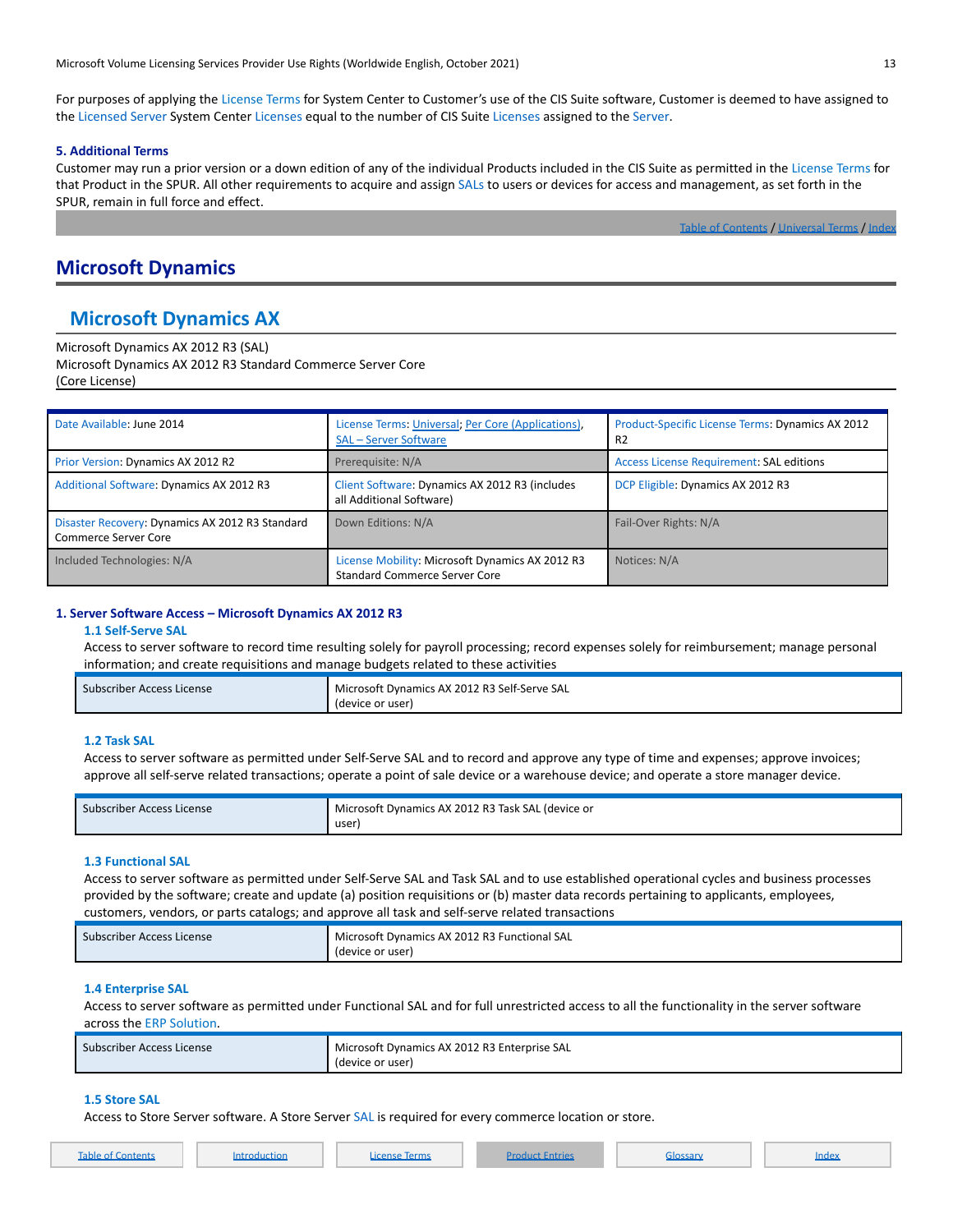For purposes of applying the License Terms for System Center to Customer's use of the CIS Suite software, Customer is deemed to have assigned to the Licensed Server System Center Licenses equal to the number of CIS Suite Licenses assigned to the Server.

**5. Additional Terms**

Customer may run a prior version or a down edition of any of the individual Products included in the CIS Suite as permitted in the License Terms for that Product in the SPUR. All other requirements to acquire and assign SALs to users or devices for access and management, as set forth in the SPUR, remain in full force and effect.

Table of Contents / Universal Terms / Index

# Microsoft Dynamics

## Microsoft Dynamics AX

Microsoft Dynamics AX 2012 R3 (SAL)
Microsoft Dynamics AX 2012 R3 Standard Commerce Server Core
(Core License)

| | | |
|---|---|---|
| Date Available: June 2014 | License Terms: Universal; Per Core (Applications), SAL – Server Software | Product-Specific License Terms: Dynamics AX 2012 R2 |
| Prior Version: Dynamics AX 2012 R2 | Prerequisite: N/A | Access License Requirement: SAL editions |
| Additional Software: Dynamics AX 2012 R3 | Client Software: Dynamics AX 2012 R3 (includes all Additional Software) | DCP Eligible: Dynamics AX 2012 R3 |
| Disaster Recovery: Dynamics AX 2012 R3 Standard Commerce Server Core | Down Editions: N/A | Fail-Over Rights: N/A |
| Included Technologies: N/A | License Mobility: Microsoft Dynamics AX 2012 R3 Standard Commerce Server Core | Notices: N/A |

**1. Server Software Access – Microsoft Dynamics AX 2012 R3**

**1.1 Self-Serve SAL**

Access to server software to record time resulting solely for payroll processing; record expenses solely for reimbursement; manage personal information; and create requisitions and manage budgets related to these activities

| | |
|---|---|
| Subscriber Access License | Microsoft Dynamics AX 2012 R3 Self-Serve SAL (device or user) |

**1.2 Task SAL**

Access to server software as permitted under Self-Serve SAL and to record and approve any type of time and expenses; approve invoices; approve all self-serve related transactions; operate a point of sale device or a warehouse device; and operate a store manager device.

| | |
|---|---|
| Subscriber Access License | Microsoft Dynamics AX 2012 R3 Task SAL (device or user) |

**1.3 Functional SAL**

Access to server software as permitted under Self-Serve SAL and Task SAL and to use established operational cycles and business processes provided by the software; create and update (a) position requisitions or (b) master data records pertaining to applicants, employees, customers, vendors, or parts catalogs; and approve all task and self-serve related transactions

| | |
|---|---|
| Subscriber Access License | Microsoft Dynamics AX 2012 R3 Functional SAL (device or user) |

**1.4 Enterprise SAL**

Access to server software as permitted under Functional SAL and for full unrestricted access to all the functionality in the server software across the ERP Solution.

| | |
|---|---|
| Subscriber Access License | Microsoft Dynamics AX 2012 R3 Enterprise SAL (device or user) |

**1.5 Store SAL**

Access to Store Server software. A Store Server SAL is required for every commerce location or store.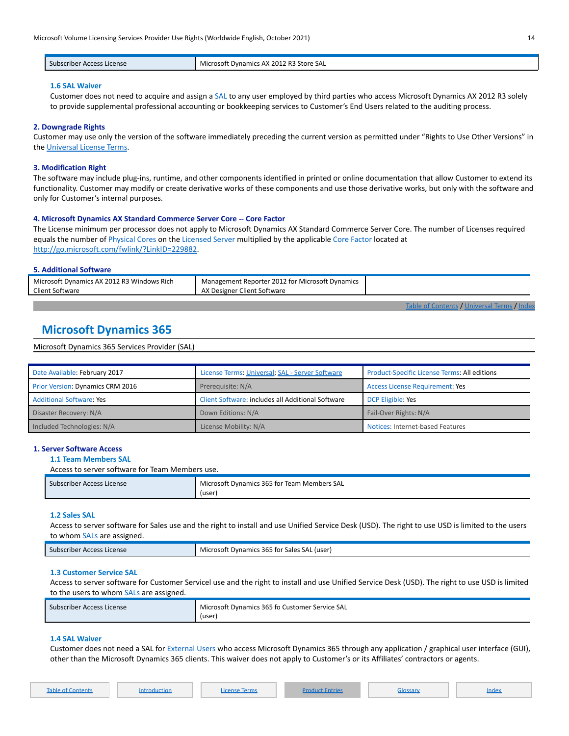| | |
|---|---|
| Subscriber Access License | Microsoft Dynamics AX 2012 R3 Store SAL |

#### 1.6 SAL Waiver

Customer does not need to acquire and assign a SAL to any user employed by third parties who access Microsoft Dynamics AX 2012 R3 solely to provide supplemental professional accounting or bookkeeping services to Customer's End Users related to the auditing process.

### 2. Downgrade Rights

Customer may use only the version of the software immediately preceding the current version as permitted under "Rights to Use Other Versions" in the Universal License Terms.

### 3. Modification Right

The software may include plug-ins, runtime, and other components identified in printed or online documentation that allow Customer to extend its functionality. Customer may modify or create derivative works of these components and use those derivative works, but only with the software and only for Customer's internal purposes.

### 4. Microsoft Dynamics AX Standard Commerce Server Core -- Core Factor

The License minimum per processor does not apply to Microsoft Dynamics AX Standard Commerce Server Core. The number of Licenses required equals the number of Physical Cores on the Licensed Server multiplied by the applicable Core Factor located at http://go.microsoft.com/fwlink/?LinkID=229882.

### 5. Additional Software

| | | |
|---|---|---|
| Microsoft Dynamics AX 2012 R3 Windows Rich Client Software | Management Reporter 2012 for Microsoft Dynamics AX Designer Client Software | |

Table of Contents / Universal Terms / Index

## Microsoft Dynamics 365

Microsoft Dynamics 365 Services Provider (SAL)

| | | |
|---|---|---|
| Date Available: February 2017 | License Terms: Universal; SAL - Server Software | Product-Specific License Terms: All editions |
| Prior Version: Dynamics CRM 2016 | Prerequisite: N/A | Access License Requirement: Yes |
| Additional Software: Yes | Client Software: includes all Additional Software | DCP Eligible: Yes |
| Disaster Recovery: N/A | Down Editions: N/A | Fail-Over Rights: N/A |
| Included Technologies: N/A | License Mobility: N/A | Notices: Internet-based Features |

### 1. Server Software Access

#### 1.1 Team Members SAL

Access to server software for Team Members use.

| | |
|---|---|
| Subscriber Access License | Microsoft Dynamics 365 for Team Members SAL (user) |

#### 1.2 Sales SAL

Access to server software for Sales use and the right to install and use Unified Service Desk (USD). The right to use USD is limited to the users to whom SALs are assigned.

| | |
|---|---|
| Subscriber Access License | Microsoft Dynamics 365 for Sales SAL (user) |

#### 1.3 Customer Service SAL

Access to server software for Customer Servicel use and the right to install and use Unified Service Desk (USD). The right to use USD is limited to the users to whom SALs are assigned.

| | |
|---|---|
| Subscriber Access License | Microsoft Dynamics 365 fo Customer Service SAL (user) |

#### 1.4 SAL Waiver

Customer does not need a SAL for External Users who access Microsoft Dynamics 365 through any application / graphical user interface (GUI), other than the Microsoft Dynamics 365 clients. This waiver does not apply to Customer's or its Affiliates' contractors or agents.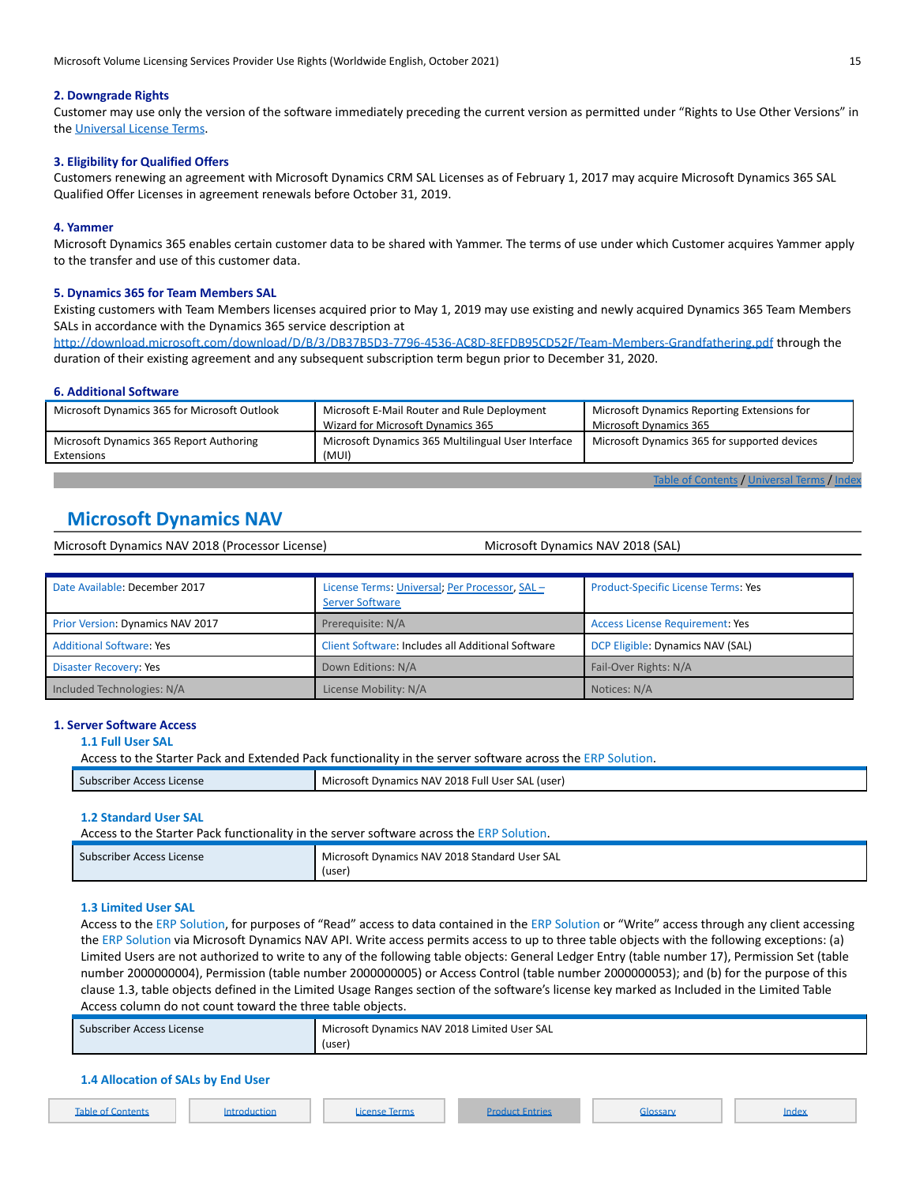**2. Downgrade Rights**

Customer may use only the version of the software immediately preceding the current version as permitted under "Rights to Use Other Versions" in the Universal License Terms.

**3. Eligibility for Qualified Offers**

Customers renewing an agreement with Microsoft Dynamics CRM SAL Licenses as of February 1, 2017 may acquire Microsoft Dynamics 365 SAL Qualified Offer Licenses in agreement renewals before October 31, 2019.

**4. Yammer**

Microsoft Dynamics 365 enables certain customer data to be shared with Yammer. The terms of use under which Customer acquires Yammer apply to the transfer and use of this customer data.

**5. Dynamics 365 for Team Members SAL**

Existing customers with Team Members licenses acquired prior to May 1, 2019 may use existing and newly acquired Dynamics 365 Team Members SALs in accordance with the Dynamics 365 service description at http://download.microsoft.com/download/D/B/3/DB37B5D3-7796-4536-AC8D-8EFDB95CD52F/Team-Members-Grandfathering.pdf through the duration of their existing agreement and any subsequent subscription term begun prior to December 31, 2020.

**6. Additional Software**

| | | |
|---|---|---|
| Microsoft Dynamics 365 for Microsoft Outlook | Microsoft E-Mail Router and Rule Deployment Wizard for Microsoft Dynamics 365 | Microsoft Dynamics Reporting Extensions for Microsoft Dynamics 365 |
| Microsoft Dynamics 365 Report Authoring Extensions | Microsoft Dynamics 365 Multilingual User Interface (MUI) | Microsoft Dynamics 365 for supported devices |

Table of Contents / Universal Terms / Index

## Microsoft Dynamics NAV

Microsoft Dynamics NAV 2018 (Processor License) | Microsoft Dynamics NAV 2018 (SAL)

| | | |
|---|---|---|
| Date Available: December 2017 | License Terms: Universal; Per Processor, SAL – Server Software | Product-Specific License Terms: Yes |
| Prior Version: Dynamics NAV 2017 | Prerequisite: N/A | Access License Requirement: Yes |
| Additional Software: Yes | Client Software: Includes all Additional Software | DCP Eligible: Dynamics NAV (SAL) |
| Disaster Recovery: Yes | Down Editions: N/A | Fail-Over Rights: N/A |
| Included Technologies: N/A | License Mobility: N/A | Notices: N/A |

**1. Server Software Access**

**1.1 Full User SAL**

Access to the Starter Pack and Extended Pack functionality in the server software across the ERP Solution.

| | |
|---|---|
| Subscriber Access License | Microsoft Dynamics NAV 2018 Full User SAL (user) |

**1.2 Standard User SAL**

Access to the Starter Pack functionality in the server software across the ERP Solution.

| | |
|---|---|
| Subscriber Access License | Microsoft Dynamics NAV 2018 Standard User SAL (user) |

**1.3 Limited User SAL**

Access to the ERP Solution, for purposes of "Read" access to data contained in the ERP Solution or "Write" access through any client accessing the ERP Solution via Microsoft Dynamics NAV API. Write access permits access to up to three table objects with the following exceptions: (a) Limited Users are not authorized to write to any of the following table objects: General Ledger Entry (table number 17), Permission Set (table number 2000000004), Permission (table number 2000000005) or Access Control (table number 2000000053); and (b) for the purpose of this clause 1.3, table objects defined in the Limited Usage Ranges section of the software's license key marked as Included in the Limited Table Access column do not count toward the three table objects.

| | |
|---|---|
| Subscriber Access License | Microsoft Dynamics NAV 2018 Limited User SAL (user) |

**1.4 Allocation of SALs by End User**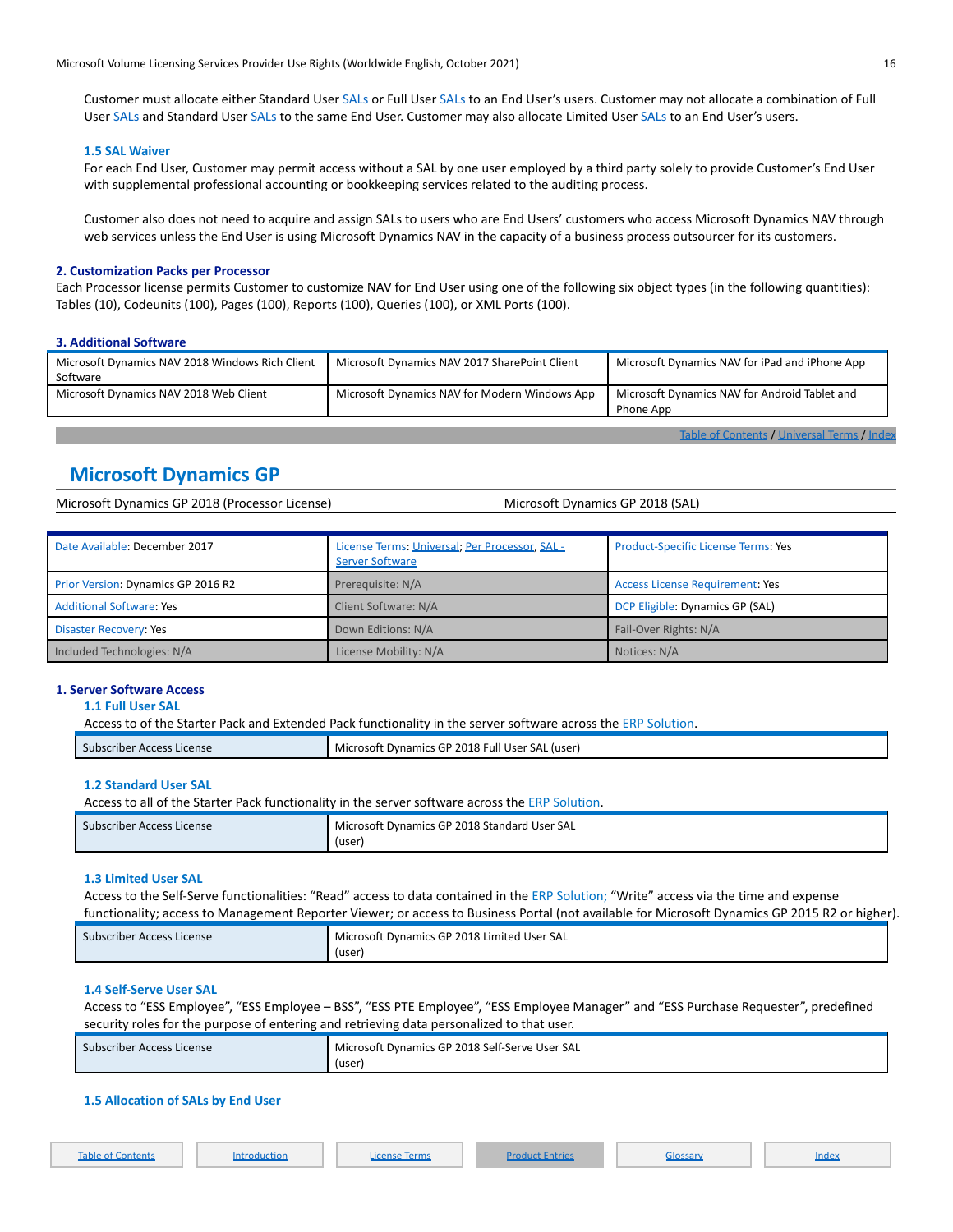Customer must allocate either Standard User SALs or Full User SALs to an End User's users. Customer may not allocate a combination of Full User SALs and Standard User SALs to the same End User. Customer may also allocate Limited User SALs to an End User's users.

### 1.5 SAL Waiver

For each End User, Customer may permit access without a SAL by one user employed by a third party solely to provide Customer's End User with supplemental professional accounting or bookkeeping services related to the auditing process.

Customer also does not need to acquire and assign SALs to users who are End Users' customers who access Microsoft Dynamics NAV through web services unless the End User is using Microsoft Dynamics NAV in the capacity of a business process outsourcer for its customers.

### 2. Customization Packs per Processor

Each Processor license permits Customer to customize NAV for End User using one of the following six object types (in the following quantities): Tables (10), Codeunits (100), Pages (100), Reports (100), Queries (100), or XML Ports (100).

### 3. Additional Software

| | | |
|---|---|---|
| Microsoft Dynamics NAV 2018 Windows Rich Client Software | Microsoft Dynamics NAV 2017 SharePoint Client | Microsoft Dynamics NAV for iPad and iPhone App |
| Microsoft Dynamics NAV 2018 Web Client | Microsoft Dynamics NAV for Modern Windows App | Microsoft Dynamics NAV for Android Tablet and Phone App |

Table of Contents / Universal Terms / Index

## Microsoft Dynamics GP

Microsoft Dynamics GP 2018 (Processor License) Microsoft Dynamics GP 2018 (SAL)

| | | |
|---|---|---|
| Date Available: December 2017 | License Terms: Universal; Per Processor, SAL - Server Software | Product-Specific License Terms: Yes |
| Prior Version: Dynamics GP 2016 R2 | Prerequisite: N/A | Access License Requirement: Yes |
| Additional Software: Yes | Client Software: N/A | DCP Eligible: Dynamics GP (SAL) |
| Disaster Recovery: Yes | Down Editions: N/A | Fail-Over Rights: N/A |
| Included Technologies: N/A | License Mobility: N/A | Notices: N/A |

### 1. Server Software Access

#### 1.1 Full User SAL

Access to of the Starter Pack and Extended Pack functionality in the server software across the ERP Solution.

| | |
|---|---|
| Subscriber Access License | Microsoft Dynamics GP 2018 Full User SAL (user) |

#### 1.2 Standard User SAL

Access to all of the Starter Pack functionality in the server software across the ERP Solution.

| | |
|---|---|
| Subscriber Access License | Microsoft Dynamics GP 2018 Standard User SAL (user) |

#### 1.3 Limited User SAL

Access to the Self-Serve functionalities: "Read" access to data contained in the ERP Solution; "Write" access via the time and expense functionality; access to Management Reporter Viewer; or access to Business Portal (not available for Microsoft Dynamics GP 2015 R2 or higher).

| | |
|---|---|
| Subscriber Access License | Microsoft Dynamics GP 2018 Limited User SAL (user) |

#### 1.4 Self-Serve User SAL

Access to "ESS Employee", "ESS Employee – BSS", "ESS PTE Employee", "ESS Employee Manager" and "ESS Purchase Requester", predefined security roles for the purpose of entering and retrieving data personalized to that user.

| | |
|---|---|
| Subscriber Access License | Microsoft Dynamics GP 2018 Self-Serve User SAL (user) |

#### 1.5 Allocation of SALs by End User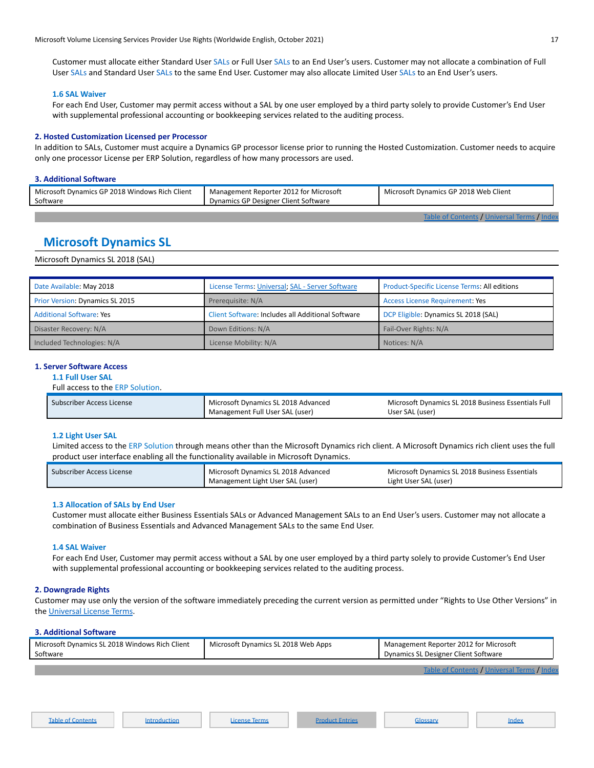Customer must allocate either Standard User SALs or Full User SALs to an End User's users. Customer may not allocate a combination of Full User SALs and Standard User SALs to the same End User. Customer may also allocate Limited User SALs to an End User's users.

#### 1.6 SAL Waiver

For each End User, Customer may permit access without a SAL by one user employed by a third party solely to provide Customer's End User with supplemental professional accounting or bookkeeping services related to the auditing process.

### 2. Hosted Customization Licensed per Processor

In addition to SALs, Customer must acquire a Dynamics GP processor license prior to running the Hosted Customization. Customer needs to acquire only one processor License per ERP Solution, regardless of how many processors are used.

### 3. Additional Software

| | | |
|---|---|---|
| Microsoft Dynamics GP 2018 Windows Rich Client Software | Management Reporter 2012 for Microsoft Dynamics GP Designer Client Software | Microsoft Dynamics GP 2018 Web Client |

Table of Contents / Universal Terms / Index

## Microsoft Dynamics SL

Microsoft Dynamics SL 2018 (SAL)

| | | |
|---|---|---|
| Date Available: May 2018 | License Terms: Universal; SAL - Server Software | Product-Specific License Terms: All editions |
| Prior Version: Dynamics SL 2015 | Prerequisite: N/A | Access License Requirement: Yes |
| Additional Software: Yes | Client Software: Includes all Additional Software | DCP Eligible: Dynamics SL 2018 (SAL) |
| Disaster Recovery: N/A | Down Editions: N/A | Fail-Over Rights: N/A |
| Included Technologies: N/A | License Mobility: N/A | Notices: N/A |

### 1. Server Software Access

#### 1.1 Full User SAL

Full access to the ERP Solution.

| | | |
|---|---|---|
| Subscriber Access License | Microsoft Dynamics SL 2018 Advanced Management Full User SAL (user) | Microsoft Dynamics SL 2018 Business Essentials Full User SAL (user) |

#### 1.2 Light User SAL

Limited access to the ERP Solution through means other than the Microsoft Dynamics rich client. A Microsoft Dynamics rich client uses the full product user interface enabling all the functionality available in Microsoft Dynamics.

| | | |
|---|---|---|
| Subscriber Access License | Microsoft Dynamics SL 2018 Advanced Management Light User SAL (user) | Microsoft Dynamics SL 2018 Business Essentials Light User SAL (user) |

#### 1.3 Allocation of SALs by End User

Customer must allocate either Business Essentials SALs or Advanced Management SALs to an End User's users. Customer may not allocate a combination of Business Essentials and Advanced Management SALs to the same End User.

#### 1.4 SAL Waiver

For each End User, Customer may permit access without a SAL by one user employed by a third party solely to provide Customer's End User with supplemental professional accounting or bookkeeping services related to the auditing process.

### 2. Downgrade Rights

Customer may use only the version of the software immediately preceding the current version as permitted under "Rights to Use Other Versions" in the Universal License Terms.

### 3. Additional Software

| | | |
|---|---|---|
| Microsoft Dynamics SL 2018 Windows Rich Client Software | Microsoft Dynamics SL 2018 Web Apps | Management Reporter 2012 for Microsoft Dynamics SL Designer Client Software |

Table of Contents / Universal Terms / Index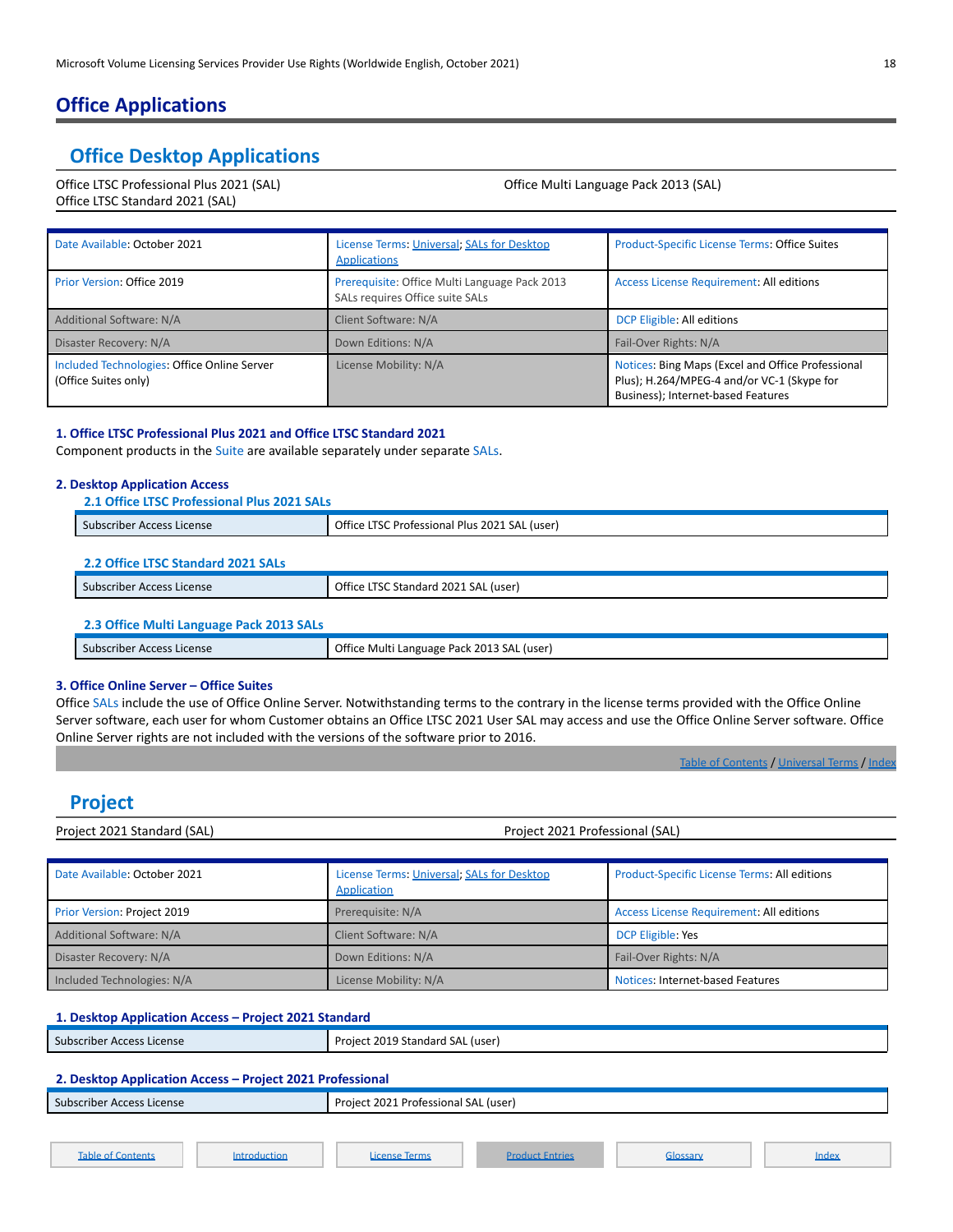# Office Applications

## Office Desktop Applications

Office LTSC Professional Plus 2021 (SAL)
Office LTSC Standard 2021 (SAL)
Office Multi Language Pack 2013 (SAL)

| | | |
|---|---|---|
| Date Available: October 2021 | License Terms: Universal; SALs for Desktop Applications | Product-Specific License Terms: Office Suites |
| Prior Version: Office 2019 | Prerequisite: Office Multi Language Pack 2013 SALs requires Office suite SALs | Access License Requirement: All editions |
| Additional Software: N/A | Client Software: N/A | DCP Eligible: All editions |
| Disaster Recovery: N/A | Down Editions: N/A | Fail-Over Rights: N/A |
| Included Technologies: Office Online Server (Office Suites only) | License Mobility: N/A | Notices: Bing Maps (Excel and Office Professional Plus); H.264/MPEG-4 and/or VC-1 (Skype for Business); Internet-based Features |

### 1. Office LTSC Professional Plus 2021 and Office LTSC Standard 2021

Component products in the Suite are available separately under separate SALs.

### 2. Desktop Application Access

#### 2.1 Office LTSC Professional Plus 2021 SALs

| | |
|---|---|
| Subscriber Access License | Office LTSC Professional Plus 2021 SAL (user) |

#### 2.2 Office LTSC Standard 2021 SALs

| | |
|---|---|
| Subscriber Access License | Office LTSC Standard 2021 SAL (user) |

#### 2.3 Office Multi Language Pack 2013 SALs

| | |
|---|---|
| Subscriber Access License | Office Multi Language Pack 2013 SAL (user) |

### 3. Office Online Server – Office Suites

Office SALs include the use of Office Online Server. Notwithstanding terms to the contrary in the license terms provided with the Office Online Server software, each user for whom Customer obtains an Office LTSC 2021 User SAL may access and use the Office Online Server software. Office Online Server rights are not included with the versions of the software prior to 2016.

Table of Contents / Universal Terms / Index

## Project

Project 2021 Standard (SAL)
Project 2021 Professional (SAL)

| | | |
|---|---|---|
| Date Available: October 2021 | License Terms: Universal; SALs for Desktop Application | Product-Specific License Terms: All editions |
| Prior Version: Project 2019 | Prerequisite: N/A | Access License Requirement: All editions |
| Additional Software: N/A | Client Software: N/A | DCP Eligible: Yes |
| Disaster Recovery: N/A | Down Editions: N/A | Fail-Over Rights: N/A |
| Included Technologies: N/A | License Mobility: N/A | Notices: Internet-based Features |

### 1. Desktop Application Access – Project 2021 Standard

| | |
|---|---|
| Subscriber Access License | Project 2019 Standard SAL (user) |

### 2. Desktop Application Access – Project 2021 Professional

| | |
|---|---|
| Subscriber Access License | Project 2021 Professional SAL (user) |

Table of Contents | Introduction | License Terms | Product Entries | Glossary | Index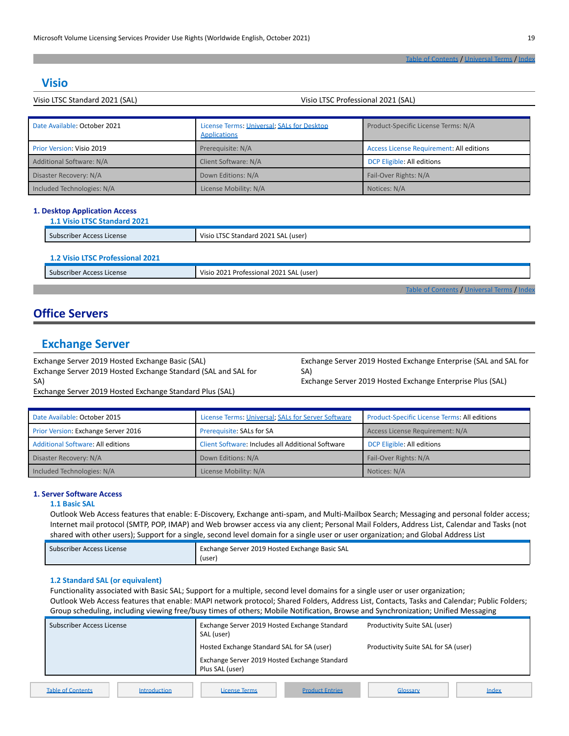Table of Contents / Universal Terms / Index

## Visio

Visio LTSC Standard 2021 (SAL)

Visio LTSC Professional 2021 (SAL)

| | | |
|---|---|---|
| Date Available: October 2021 | License Terms: Universal; SALs for Desktop Applications | Product-Specific License Terms: N/A |
| Prior Version: Visio 2019 | Prerequisite: N/A | Access License Requirement: All editions |
| Additional Software: N/A | Client Software: N/A | DCP Eligible: All editions |
| Disaster Recovery: N/A | Down Editions: N/A | Fail-Over Rights: N/A |
| Included Technologies: N/A | License Mobility: N/A | Notices: N/A |

**1. Desktop Application Access**

**1.1 Visio LTSC Standard 2021**

| | |
|---|---|
| Subscriber Access License | Visio LTSC Standard 2021 SAL (user) |

**1.2 Visio LTSC Professional 2021**

| | |
|---|---|
| Subscriber Access License | Visio 2021 Professional 2021 SAL (user) |

Table of Contents / Universal Terms / Index

# Office Servers

## Exchange Server

Exchange Server 2019 Hosted Exchange Basic (SAL)
Exchange Server 2019 Hosted Exchange Standard (SAL and SAL for SA)
Exchange Server 2019 Hosted Exchange Standard Plus (SAL)
Exchange Server 2019 Hosted Exchange Enterprise (SAL and SAL for SA)
Exchange Server 2019 Hosted Exchange Enterprise Plus (SAL)

| | | |
|---|---|---|
| Date Available: October 2015 | License Terms: Universal; SALs for Server Software | Product-Specific License Terms: All editions |
| Prior Version: Exchange Server 2016 | Prerequisite: SALs for SA | Access License Requirement: N/A |
| Additional Software: All editions | Client Software: Includes all Additional Software | DCP Eligible: All editions |
| Disaster Recovery: N/A | Down Editions: N/A | Fail-Over Rights: N/A |
| Included Technologies: N/A | License Mobility: N/A | Notices: N/A |

**1. Server Software Access**

**1.1 Basic SAL**

Outlook Web Access features that enable: E-Discovery, Exchange anti-spam, and Multi-Mailbox Search; Messaging and personal folder access; Internet mail protocol (SMTP, POP, IMAP) and Web browser access via any client; Personal Mail Folders, Address List, Calendar and Tasks (not shared with other users); Support for a single, second level domain for a single user or user organization; and Global Address List

| | |
|---|---|
| Subscriber Access License | Exchange Server 2019 Hosted Exchange Basic SAL (user) |

**1.2 Standard SAL (or equivalent)**

Functionality associated with Basic SAL; Support for a multiple, second level domains for a single user or user organization;
Outlook Web Access features that enable: MAPI network protocol; Shared Folders, Address List, Contacts, Tasks and Calendar; Public Folders; Group scheduling, including viewing free/busy times of others; Mobile Notification, Browse and Synchronization; Unified Messaging

| | | |
|---|---|---|
| Subscriber Access License | Exchange Server 2019 Hosted Exchange Standard SAL (user) | Productivity Suite SAL (user) |
| | Hosted Exchange Standard SAL for SA (user) | Productivity Suite SAL for SA (user) |
| | Exchange Server 2019 Hosted Exchange Standard Plus SAL (user) | |

Table of Contents | Introduction | License Terms | Product Entries | Glossary | Index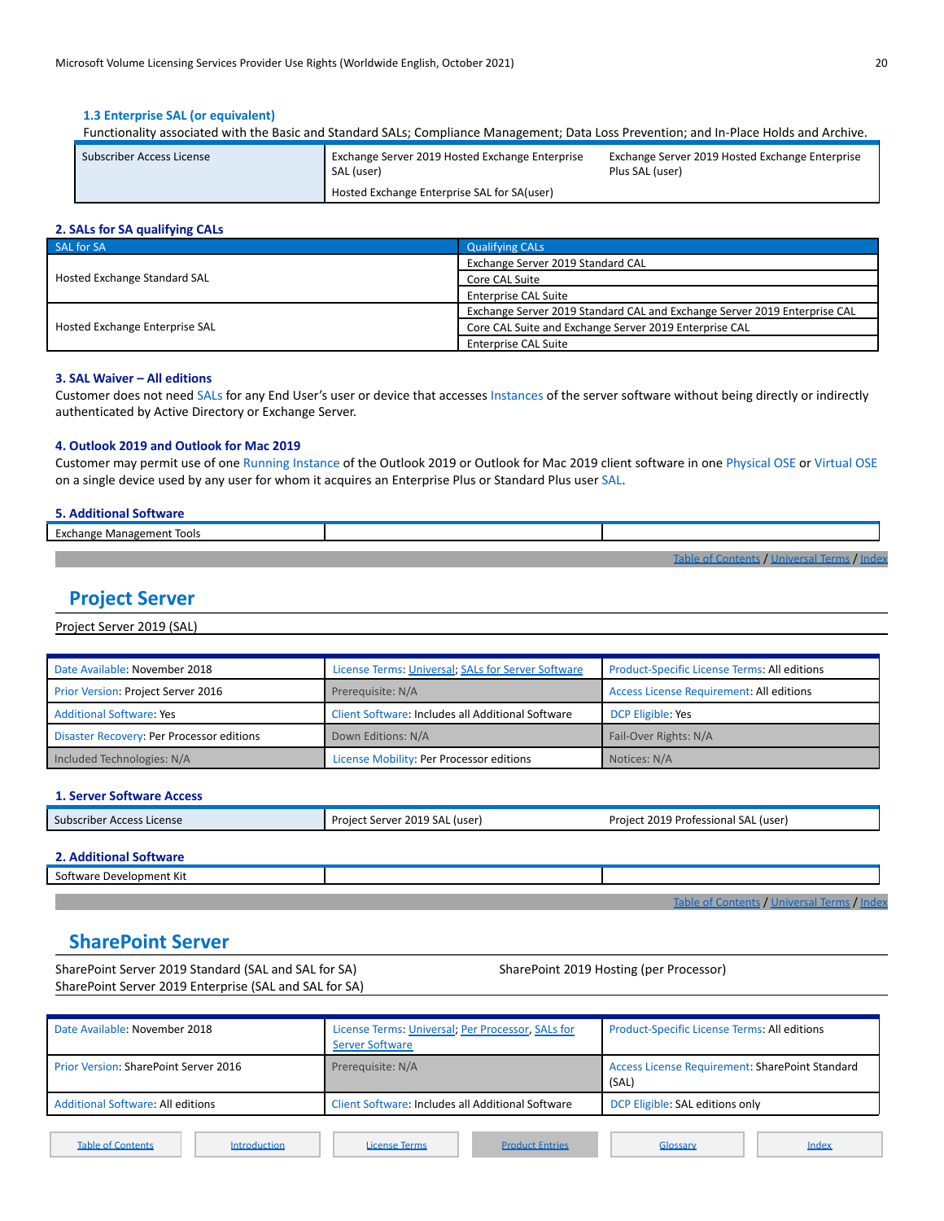#### 1.3 Enterprise SAL (or equivalent)

Functionality associated with the Basic and Standard SALs; Compliance Management; Data Loss Prevention; and In-Place Holds and Archive.

| | | |
|---|---|---|
| Subscriber Access License | Exchange Server 2019 Hosted Exchange Enterprise SAL (user)<br>Hosted Exchange Enterprise SAL for SA(user) | Exchange Server 2019 Hosted Exchange Enterprise Plus SAL (user) |

#### 2. SALs for SA qualifying CALs

| SAL for SA | Qualifying CALs |
|---|---|
| Hosted Exchange Standard SAL | Exchange Server 2019 Standard CAL |
| | Core CAL Suite |
| | Enterprise CAL Suite |
| Hosted Exchange Enterprise SAL | Exchange Server 2019 Standard CAL and Exchange Server 2019 Enterprise CAL |
| | Core CAL Suite and Exchange Server 2019 Enterprise CAL |
| | Enterprise CAL Suite |

#### 3. SAL Waiver – All editions

Customer does not need SALs for any End User's user or device that accesses Instances of the server software without being directly or indirectly authenticated by Active Directory or Exchange Server.

#### 4. Outlook 2019 and Outlook for Mac 2019

Customer may permit use of one Running Instance of the Outlook 2019 or Outlook for Mac 2019 client software in one Physical OSE or Virtual OSE on a single device used by any user for whom it acquires an Enterprise Plus or Standard Plus user SAL.

#### 5. Additional Software

| | | |
|---|---|---|
| Exchange Management Tools | | |

Table of Contents / Universal Terms / Index

## Project Server

Project Server 2019 (SAL)

| | | |
|---|---|---|
| Date Available: November 2018 | License Terms: Universal; SALs for Server Software | Product-Specific License Terms: All editions |
| Prior Version: Project Server 2016 | Prerequisite: N/A | Access License Requirement: All editions |
| Additional Software: Yes | Client Software: Includes all Additional Software | DCP Eligible: Yes |
| Disaster Recovery: Per Processor editions | Down Editions: N/A | Fail-Over Rights: N/A |
| Included Technologies: N/A | License Mobility: Per Processor editions | Notices: N/A |

#### 1. Server Software Access

| | | |
|---|---|---|
| Subscriber Access License | Project Server 2019 SAL (user) | Project 2019 Professional SAL (user) |

#### 2. Additional Software

| | | |
|---|---|---|
| Software Development Kit | | |

Table of Contents / Universal Terms / Index

## SharePoint Server

SharePoint Server 2019 Standard (SAL and SAL for SA)
SharePoint Server 2019 Enterprise (SAL and SAL for SA)
SharePoint 2019 Hosting (per Processor)

| | | |
|---|---|---|
| Date Available: November 2018 | License Terms: Universal; Per Processor, SALs for Server Software | Product-Specific License Terms: All editions |
| Prior Version: SharePoint Server 2016 | Prerequisite: N/A | Access License Requirement: SharePoint Standard (SAL) |
| Additional Software: All editions | Client Software: Includes all Additional Software | DCP Eligible: SAL editions only |

Table of Contents | Introduction | License Terms | Product Entries | Glossary | Index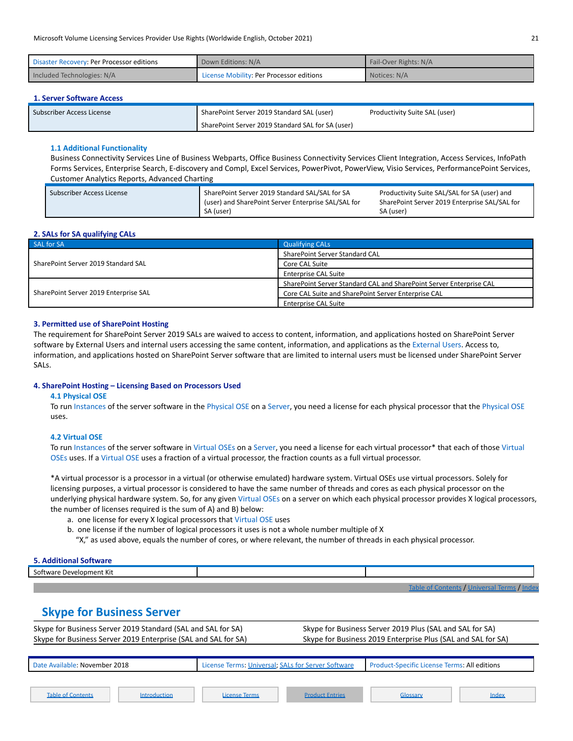| | | |
|---|---|---|
| Disaster Recovery: Per Processor editions | Down Editions: N/A | Fail-Over Rights: N/A |
| Included Technologies: N/A | License Mobility: Per Processor editions | Notices: N/A |

**1. Server Software Access**

| | | |
|---|---|---|
| Subscriber Access License | SharePoint Server 2019 Standard SAL (user)<br>SharePoint Server 2019 Standard SAL for SA (user) | Productivity Suite SAL (user) |

**1.1 Additional Functionality**

Business Connectivity Services Line of Business Webparts, Office Business Connectivity Services Client Integration, Access Services, InfoPath Forms Services, Enterprise Search, E-discovery and Compl, Excel Services, PowerPivot, PowerView, Visio Services, PerformancePoint Services, Customer Analytics Reports, Advanced Charting

| | | |
|---|---|---|
| Subscriber Access License | SharePoint Server 2019 Standard SAL/SAL for SA (user) and SharePoint Server Enterprise SAL/SAL for SA (user) | Productivity Suite SAL/SAL for SA (user) and SharePoint Server 2019 Enterprise SAL/SAL for SA (user) |

**2. SALs for SA qualifying CALs**

| SAL for SA | Qualifying CALs |
|---|---|
| SharePoint Server 2019 Standard SAL | SharePoint Server Standard CAL |
| | Core CAL Suite |
| | Enterprise CAL Suite |
| SharePoint Server 2019 Enterprise SAL | SharePoint Server Standard CAL and SharePoint Server Enterprise CAL |
| | Core CAL Suite and SharePoint Server Enterprise CAL |
| | Enterprise CAL Suite |

**3. Permitted use of SharePoint Hosting**

The requirement for SharePoint Server 2019 SALs are waived to access to content, information, and applications hosted on SharePoint Server software by External Users and internal users accessing the same content, information, and applications as the External Users. Access to, information, and applications hosted on SharePoint Server software that are limited to internal users must be licensed under SharePoint Server SALs.

**4. SharePoint Hosting – Licensing Based on Processors Used**

**4.1 Physical OSE**

To run Instances of the server software in the Physical OSE on a Server, you need a license for each physical processor that the Physical OSE uses.

**4.2 Virtual OSE**

To run Instances of the server software in Virtual OSEs on a Server, you need a license for each virtual processor* that each of those Virtual OSEs uses. If a Virtual OSE uses a fraction of a virtual processor, the fraction counts as a full virtual processor.

*A virtual processor is a processor in a virtual (or otherwise emulated) hardware system. Virtual OSEs use virtual processors. Solely for licensing purposes, a virtual processor is considered to have the same number of threads and cores as each physical processor on the underlying physical hardware system. So, for any given Virtual OSEs on a server on which each physical processor provides X logical processors, the number of licenses required is the sum of A) and B) below:

a. one license for every X logical processors that Virtual OSE uses
b. one license if the number of logical processors it uses is not a whole number multiple of X

"X," as used above, equals the number of cores, or where relevant, the number of threads in each physical processor.

**5. Additional Software**

| | | |
|---|---|---|
| Software Development Kit | | |

Table of Contents / Universal Terms / Index

## Skype for Business Server

| | |
|---|---|
| Skype for Business Server 2019 Standard (SAL and SAL for SA)<br>Skype for Business Server 2019 Enterprise (SAL and SAL for SA) | Skype for Business Server 2019 Plus (SAL and SAL for SA)<br>Skype for Business 2019 Enterprise Plus (SAL and SAL for SA) |

| | | |
|---|---|---|
| Date Available: November 2018 | License Terms: Universal; SALs for Server Software | Product-Specific License Terms: All editions |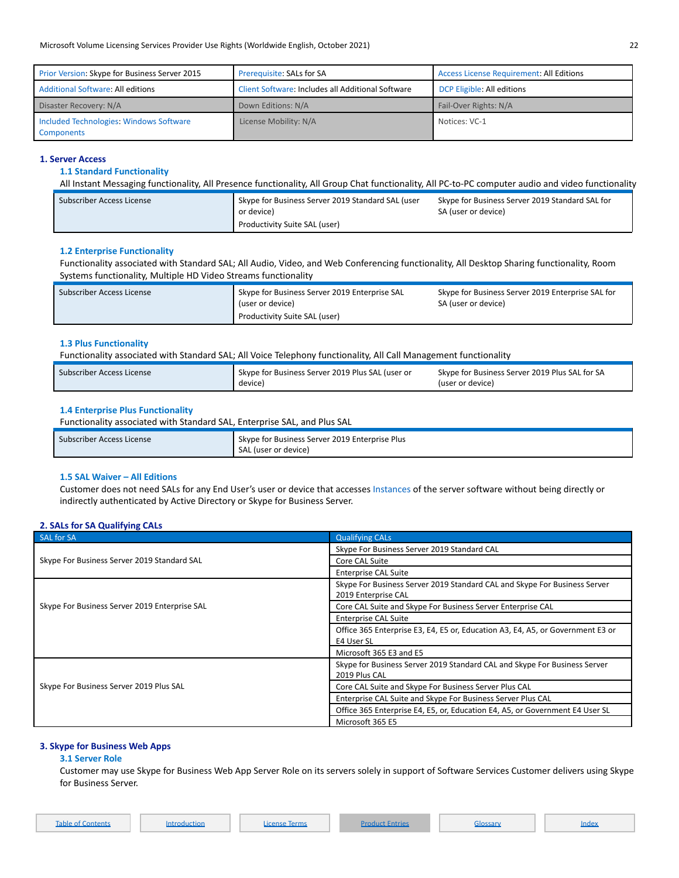| | | |
|---|---|---|
| Prior Version: Skype for Business Server 2015 | Prerequisite: SALs for SA | Access License Requirement: All Editions |
| Additional Software: All editions | Client Software: Includes all Additional Software | DCP Eligible: All editions |
| Disaster Recovery: N/A | Down Editions: N/A | Fail-Over Rights: N/A |
| Included Technologies: Windows Software Components | License Mobility: N/A | Notices: VC-1 |

## 1. Server Access

### 1.1 Standard Functionality

All Instant Messaging functionality, All Presence functionality, All Group Chat functionality, All PC-to-PC computer audio and video functionality

| | | |
|---|---|---|
| Subscriber Access License | Skype for Business Server 2019 Standard SAL (user or device)<br>Productivity Suite SAL (user) | Skype for Business Server 2019 Standard SAL for SA (user or device) |

### 1.2 Enterprise Functionality

Functionality associated with Standard SAL; All Audio, Video, and Web Conferencing functionality, All Desktop Sharing functionality, Room Systems functionality, Multiple HD Video Streams functionality

| | | |
|---|---|---|
| Subscriber Access License | Skype for Business Server 2019 Enterprise SAL (user or device)<br>Productivity Suite SAL (user) | Skype for Business Server 2019 Enterprise SAL for SA (user or device) |

### 1.3 Plus Functionality

Functionality associated with Standard SAL; All Voice Telephony functionality, All Call Management functionality

| | | |
|---|---|---|
| Subscriber Access License | Skype for Business Server 2019 Plus SAL (user or device) | Skype for Business Server 2019 Plus SAL for SA (user or device) |

### 1.4 Enterprise Plus Functionality

Functionality associated with Standard SAL, Enterprise SAL, and Plus SAL

| | |
|---|---|
| Subscriber Access License | Skype for Business Server 2019 Enterprise Plus SAL (user or device) |

### 1.5 SAL Waiver – All Editions

Customer does not need SALs for any End User's user or device that accesses Instances of the server software without being directly or indirectly authenticated by Active Directory or Skype for Business Server.

## 2. SALs for SA Qualifying CALs

| SAL for SA | Qualifying CALs |
|---|---|
| Skype For Business Server 2019 Standard SAL | Skype For Business Server 2019 Standard CAL |
| | Core CAL Suite |
| | Enterprise CAL Suite |
| Skype For Business Server 2019 Enterprise SAL | Skype For Business Server 2019 Standard CAL and Skype For Business Server 2019 Enterprise CAL |
| | Core CAL Suite and Skype For Business Server Enterprise CAL |
| | Enterprise CAL Suite |
| | Office 365 Enterprise E3, E4, E5 or, Education A3, E4, A5, or Government E3 or E4 User SL |
| | Microsoft 365 E3 and E5 |
| Skype For Business Server 2019 Plus SAL | Skype for Business Server 2019 Standard CAL and Skype For Business Server 2019 Plus CAL |
| | Core CAL Suite and Skype For Business Server Plus CAL |
| | Enterprise CAL Suite and Skype For Business Server Plus CAL |
| | Office 365 Enterprise E4, E5, or, Education E4, A5, or Government E4 User SL |
| | Microsoft 365 E5 |

## 3. Skype for Business Web Apps

### 3.1 Server Role

Customer may use Skype for Business Web App Server Role on its servers solely in support of Software Services Customer delivers using Skype for Business Server.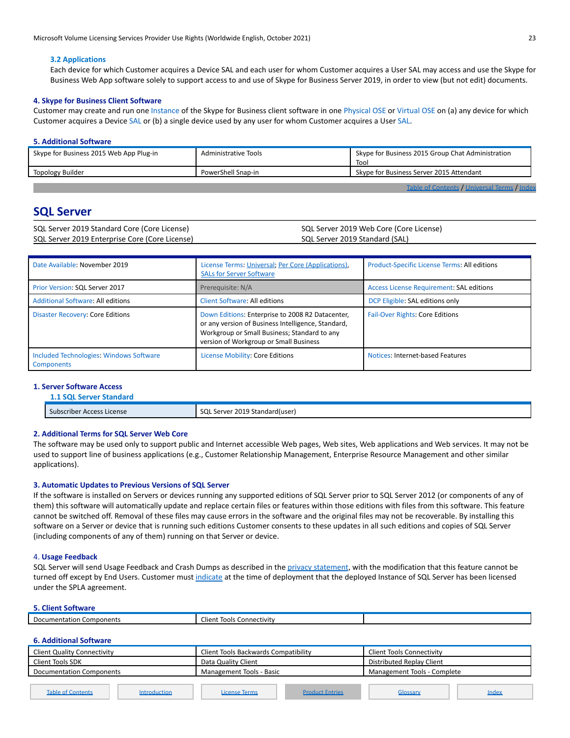### 3.2 Applications

Each device for which Customer acquires a Device SAL and each user for whom Customer acquires a User SAL may access and use the Skype for Business Web App software solely to support access to and use of Skype for Business Server 2019, in order to view (but not edit) documents.

### 4. Skype for Business Client Software

Customer may create and run one Instance of the Skype for Business client software in one Physical OSE or Virtual OSE on (a) any device for which Customer acquires a Device SAL or (b) a single device used by any user for whom Customer acquires a User SAL.

### 5. Additional Software

| | | |
|---|---|---|
| Skype for Business 2015 Web App Plug-in | Administrative Tools | Skype for Business 2015 Group Chat Administration Tool |
| Topology Builder | PowerShell Snap-in | Skype for Business Server 2015 Attendant |

Table of Contents / Universal Terms / Index

## SQL Server

| | |
|---|---|
| SQL Server 2019 Standard Core (Core License) | SQL Server 2019 Web Core (Core License) |
| SQL Server 2019 Enterprise Core (Core License) | SQL Server 2019 Standard (SAL) |

| | | |
|---|---|---|
| Date Available: November 2019 | License Terms: Universal; Per Core (Applications), SALs for Server Software | Product-Specific License Terms: All editions |
| Prior Version: SQL Server 2017 | Prerequisite: N/A | Access License Requirement: SAL editions |
| Additional Software: All editions | Client Software: All editions | DCP Eligible: SAL editions only |
| Disaster Recovery: Core Editions | Down Editions: Enterprise to 2008 R2 Datacenter, or any version of Business Intelligence, Standard, Workgroup or Small Business; Standard to any version of Workgroup or Small Business | Fail-Over Rights: Core Editions |
| Included Technologies: Windows Software Components | License Mobility: Core Editions | Notices: Internet-based Features |

### 1. Server Software Access

#### 1.1 SQL Server Standard

| | |
|---|---|
| Subscriber Access License | SQL Server 2019 Standard(user) |

### 2. Additional Terms for SQL Server Web Core

The software may be used only to support public and Internet accessible Web pages, Web sites, Web applications and Web services. It may not be used to support line of business applications (e.g., Customer Relationship Management, Enterprise Resource Management and other similar applications).

### 3. Automatic Updates to Previous Versions of SQL Server

If the software is installed on Servers or devices running any supported editions of SQL Server prior to SQL Server 2012 (or components of any of them) this software will automatically update and replace certain files or features within those editions with files from this software. This feature cannot be switched off. Removal of these files may cause errors in the software and the original files may not be recoverable. By installing this software on a Server or device that is running such editions Customer consents to these updates in all such editions and copies of SQL Server (including components of any of them) running on that Server or device.

### 4. Usage Feedback

SQL Server will send Usage Feedback and Crash Dumps as described in the privacy statement, with the modification that this feature cannot be turned off except by End Users. Customer must indicate at the time of deployment that the deployed Instance of SQL Server has been licensed under the SPLA agreement.

### 5. Client Software

| | | |
|---|---|---|
| Documentation Components | Client Tools Connectivity | |

### 6. Additional Software

| | | |
|---|---|---|
| Client Quality Connectivity | Client Tools Backwards Compatibility | Client Tools Connectivity |
| Client Tools SDK | Data Quality Client | Distributed Replay Client |
| Documentation Components | Management Tools - Basic | Management Tools - Complete |

Table of Contents | Introduction | License Terms | Product Entries | Glossary | Index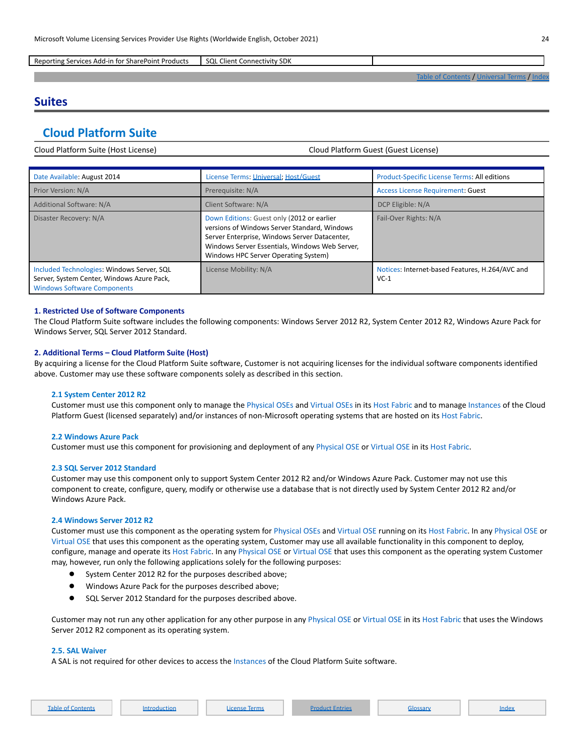| | | |
|---|---|---|
| Reporting Services Add-in for SharePoint Products | SQL Client Connectivity SDK | |

Table of Contents / Universal Terms / Index

# Suites

## Cloud Platform Suite

| | |
|---|---|
| Cloud Platform Suite (Host License) | Cloud Platform Guest (Guest License) |

| | | |
|---|---|---|
| Date Available: August 2014 | License Terms: Universal; Host/Guest | Product-Specific License Terms: All editions |
| Prior Version: N/A | Prerequisite: N/A | Access License Requirement: Guest |
| Additional Software: N/A | Client Software: N/A | DCP Eligible: N/A |
| Disaster Recovery: N/A | Down Editions: Guest only (2012 or earlier versions of Windows Server Standard, Windows Server Enterprise, Windows Server Datacenter, Windows Server Essentials, Windows Web Server, Windows HPC Server Operating System) | Fail-Over Rights: N/A |
| Included Technologies: Windows Server, SQL Server, System Center, Windows Azure Pack, Windows Software Components | License Mobility: N/A | Notices: Internet-based Features, H.264/AVC and VC-1 |

### 1. Restricted Use of Software Components

The Cloud Platform Suite software includes the following components: Windows Server 2012 R2, System Center 2012 R2, Windows Azure Pack for Windows Server, SQL Server 2012 Standard.

### 2. Additional Terms – Cloud Platform Suite (Host)

By acquiring a license for the Cloud Platform Suite software, Customer is not acquiring licenses for the individual software components identified above. Customer may use these software components solely as described in this section.

#### 2.1 System Center 2012 R2

Customer must use this component only to manage the Physical OSEs and Virtual OSEs in its Host Fabric and to manage Instances of the Cloud Platform Guest (licensed separately) and/or instances of non-Microsoft operating systems that are hosted on its Host Fabric.

#### 2.2 Windows Azure Pack

Customer must use this component for provisioning and deployment of any Physical OSE or Virtual OSE in its Host Fabric.

#### 2.3 SQL Server 2012 Standard

Customer may use this component only to support System Center 2012 R2 and/or Windows Azure Pack. Customer may not use this component to create, configure, query, modify or otherwise use a database that is not directly used by System Center 2012 R2 and/or Windows Azure Pack.

#### 2.4 Windows Server 2012 R2

Customer must use this component as the operating system for Physical OSEs and Virtual OSE running on its Host Fabric. In any Physical OSE or Virtual OSE that uses this component as the operating system, Customer may use all available functionality in this component to deploy, configure, manage and operate its Host Fabric. In any Physical OSE or Virtual OSE that uses this component as the operating system Customer may, however, run only the following applications solely for the following purposes:

- System Center 2012 R2 for the purposes described above;
- Windows Azure Pack for the purposes described above;
- SQL Server 2012 Standard for the purposes described above.

Customer may not run any other application for any other purpose in any Physical OSE or Virtual OSE in its Host Fabric that uses the Windows Server 2012 R2 component as its operating system.

#### 2.5. SAL Waiver

A SAL is not required for other devices to access the Instances of the Cloud Platform Suite software.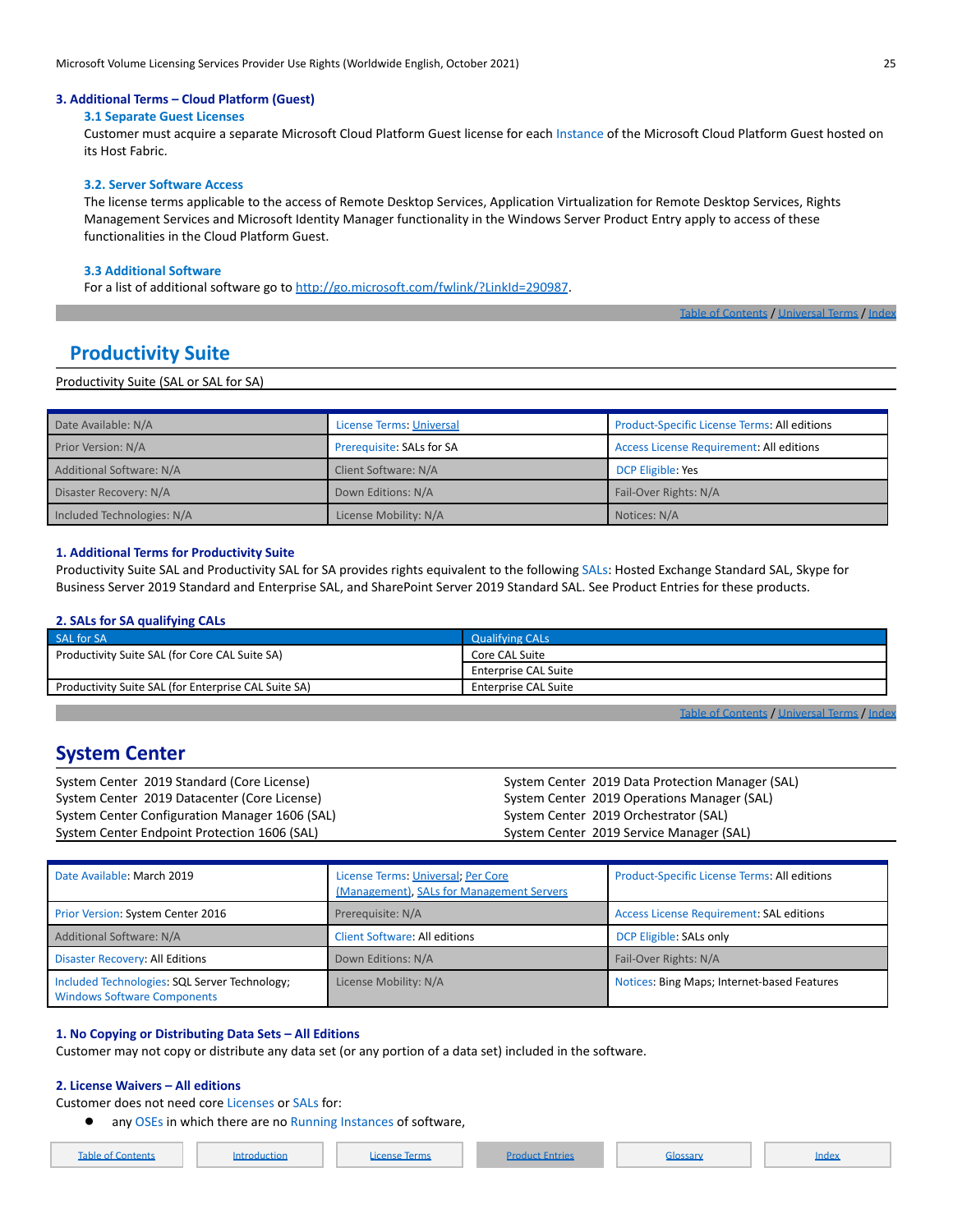### 3. Additional Terms – Cloud Platform (Guest)

#### 3.1 Separate Guest Licenses

Customer must acquire a separate Microsoft Cloud Platform Guest license for each Instance of the Microsoft Cloud Platform Guest hosted on its Host Fabric.

#### 3.2. Server Software Access

The license terms applicable to the access of Remote Desktop Services, Application Virtualization for Remote Desktop Services, Rights Management Services and Microsoft Identity Manager functionality in the Windows Server Product Entry apply to access of these functionalities in the Cloud Platform Guest.

#### 3.3 Additional Software

For a list of additional software go to http://go.microsoft.com/fwlink/?LinkId=290987.

Table of Contents / Universal Terms / Index

## Productivity Suite

Productivity Suite (SAL or SAL for SA)

| | | |
|---|---|---|
| Date Available: N/A | License Terms: Universal | Product-Specific License Terms: All editions |
| Prior Version: N/A | Prerequisite: SALs for SA | Access License Requirement: All editions |
| Additional Software: N/A | Client Software: N/A | DCP Eligible: Yes |
| Disaster Recovery: N/A | Down Editions: N/A | Fail-Over Rights: N/A |
| Included Technologies: N/A | License Mobility: N/A | Notices: N/A |

### 1. Additional Terms for Productivity Suite

Productivity Suite SAL and Productivity SAL for SA provides rights equivalent to the following SALs: Hosted Exchange Standard SAL, Skype for Business Server 2019 Standard and Enterprise SAL, and SharePoint Server 2019 Standard SAL. See Product Entries for these products.

### 2. SALs for SA qualifying CALs

| SAL for SA | Qualifying CALs |
|---|---|
| Productivity Suite SAL (for Core CAL Suite SA) | Core CAL Suite |
| | Enterprise CAL Suite |
| Productivity Suite SAL (for Enterprise CAL Suite SA) | Enterprise CAL Suite |

Table of Contents / Universal Terms / Index

## System Center

System Center 2019 Standard (Core License)
System Center 2019 Datacenter (Core License)
System Center Configuration Manager 1606 (SAL)
System Center Endpoint Protection 1606 (SAL)
System Center 2019 Data Protection Manager (SAL)
System Center 2019 Operations Manager (SAL)
System Center 2019 Orchestrator (SAL)
System Center 2019 Service Manager (SAL)

| | | |
|---|---|---|
| Date Available: March 2019 | License Terms: Universal; Per Core (Management), SALs for Management Servers | Product-Specific License Terms: All editions |
| Prior Version: System Center 2016 | Prerequisite: N/A | Access License Requirement: SAL editions |
| Additional Software: N/A | Client Software: All editions | DCP Eligible: SALs only |
| Disaster Recovery: All Editions | Down Editions: N/A | Fail-Over Rights: N/A |
| Included Technologies: SQL Server Technology; Windows Software Components | License Mobility: N/A | Notices: Bing Maps; Internet-based Features |

### 1. No Copying or Distributing Data Sets – All Editions

Customer may not copy or distribute any data set (or any portion of a data set) included in the software.

### 2. License Waivers – All editions

Customer does not need core Licenses or SALs for:

- any OSEs in which there are no Running Instances of software,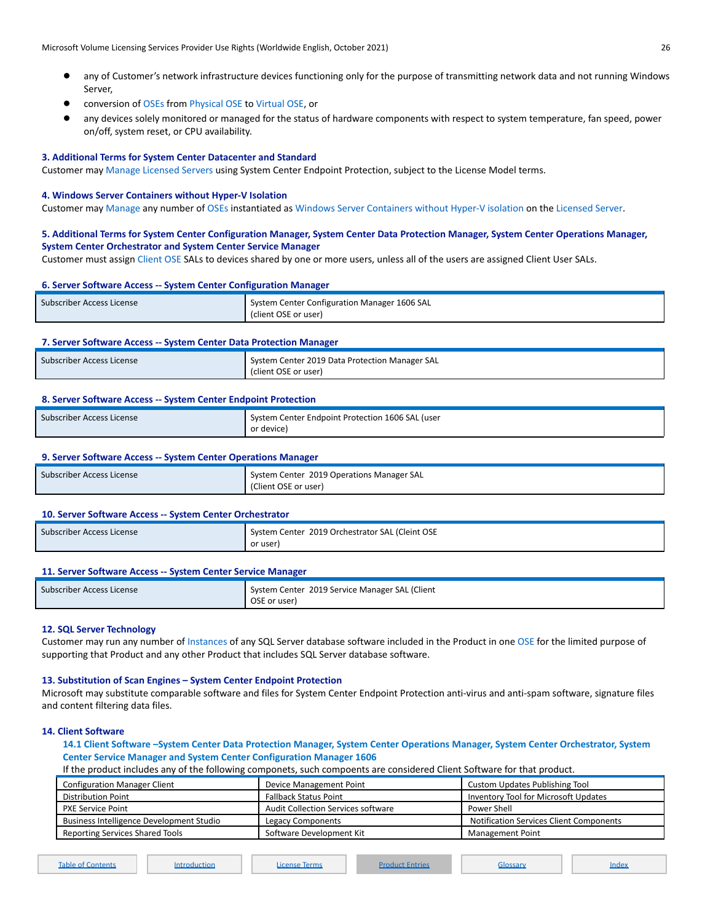- any of Customer's network infrastructure devices functioning only for the purpose of transmitting network data and not running Windows Server,
- conversion of OSEs from Physical OSE to Virtual OSE, or
- any devices solely monitored or managed for the status of hardware components with respect to system temperature, fan speed, power on/off, system reset, or CPU availability.

### 3. Additional Terms for System Center Datacenter and Standard

Customer may Manage Licensed Servers using System Center Endpoint Protection, subject to the License Model terms.

### 4. Windows Server Containers without Hyper-V Isolation

Customer may Manage any number of OSEs instantiated as Windows Server Containers without Hyper-V isolation on the Licensed Server.

### 5. Additional Terms for System Center Configuration Manager, System Center Data Protection Manager, System Center Operations Manager, System Center Orchestrator and System Center Service Manager

Customer must assign Client OSE SALs to devices shared by one or more users, unless all of the users are assigned Client User SALs.

### 6. Server Software Access -- System Center Configuration Manager

| | |
|---|---|
| Subscriber Access License | System Center Configuration Manager 1606 SAL (client OSE or user) |

### 7. Server Software Access -- System Center Data Protection Manager

| | |
|---|---|
| Subscriber Access License | System Center 2019 Data Protection Manager SAL (client OSE or user) |

### 8. Server Software Access -- System Center Endpoint Protection

| | |
|---|---|
| Subscriber Access License | System Center Endpoint Protection 1606 SAL (user or device) |

### 9. Server Software Access -- System Center Operations Manager

| | |
|---|---|
| Subscriber Access License | System Center 2019 Operations Manager SAL (Client OSE or user) |

### 10. Server Software Access -- System Center Orchestrator

| | |
|---|---|
| Subscriber Access License | System Center 2019 Orchestrator SAL (Cleint OSE or user) |

### 11. Server Software Access -- System Center Service Manager

| | |
|---|---|
| Subscriber Access License | System Center 2019 Service Manager SAL (Client OSE or user) |

### 12. SQL Server Technology

Customer may run any number of Instances of any SQL Server database software included in the Product in one OSE for the limited purpose of supporting that Product and any other Product that includes SQL Server database software.

### 13. Substitution of Scan Engines – System Center Endpoint Protection

Microsoft may substitute comparable software and files for System Center Endpoint Protection anti-virus and anti-spam software, signature files and content filtering data files.

### 14. Client Software

#### 14.1 Client Software –System Center Data Protection Manager, System Center Operations Manager, System Center Orchestrator, System Center Service Manager and System Center Configuration Manager 1606

If the product includes any of the following componets, such compoents are considered Client Software for that product.

| | | |
|---|---|---|
| Configuration Manager Client | Device Management Point | Custom Updates Publishing Tool |
| Distribution Point | Fallback Status Point | Inventory Tool for Microsoft Updates |
| PXE Service Point | Audit Collection Services software | Power Shell |
| Business Intelligence Development Studio | Legacy Components | Notification Services Client Components |
| Reporting Services Shared Tools | Software Development Kit | Management Point |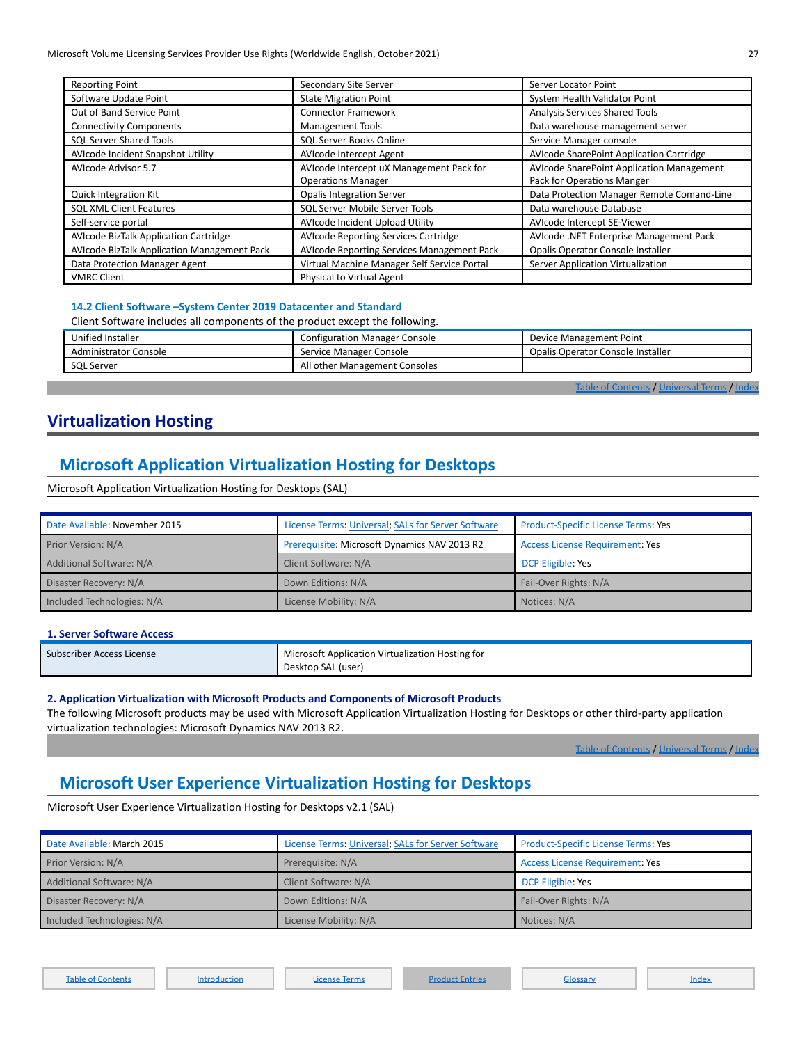| | | |
|---|---|---|
| Reporting Point | Secondary Site Server | Server Locator Point |
| Software Update Point | State Migration Point | System Health Validator Point |
| Out of Band Service Point | Connector Framework | Analysis Services Shared Tools |
| Connectivity Components | Management Tools | Data warehouse management server |
| SQL Server Shared Tools | SQL Server Books Online | Service Manager console |
| AVIcode Incident Snapshot Utility | AVIcode Intercept Agent | AVIcode SharePoint Application Cartridge |
| AVIcode Advisor 5.7 | AVIcode Intercept uX Management Pack for Operations Manager | AVIcode SharePoint Application Management Pack for Operations Manger |
| Quick Integration Kit | Opalis Integration Server | Data Protection Manager Remote Comand-Line |
| SQL XML Client Features | SQL Server Mobile Server Tools | Data warehouse Database |
| Self-service portal | AVIcode Incident Upload Utility | AVIcode Intercept SE-Viewer |
| AVIcode BizTalk Application Cartridge | AVIcode Reporting Services Cartridge | AVIcode .NET Enterprise Management Pack |
| AVIcode BizTalk Application Management Pack | AVIcode Reporting Services Management Pack | Opalis Operator Console Installer |
| Data Protection Manager Agent | Virtual Machine Manager Self Service Portal | Server Application Virtualization |
| VMRC Client | Physical to Virtual Agent | |

### 14.2 Client Software –System Center 2019 Datacenter and Standard

Client Software includes all components of the product except the following.

| | | |
|---|---|---|
| Unified Installer | Configuration Manager Console | Device Management Point |
| Administrator Console | Service Manager Console | Opalis Operator Console Installer |
| SQL Server | All other Management Consoles | |

Table of Contents / Universal Terms / Index

# Virtualization Hosting

## Microsoft Application Virtualization Hosting for Desktops

Microsoft Application Virtualization Hosting for Desktops (SAL)

| | | |
|---|---|---|
| Date Available: November 2015 | License Terms: Universal; SALs for Server Software | Product-Specific License Terms: Yes |
| Prior Version: N/A | Prerequisite: Microsoft Dynamics NAV 2013 R2 | Access License Requirement: Yes |
| Additional Software: N/A | Client Software: N/A | DCP Eligible: Yes |
| Disaster Recovery: N/A | Down Editions: N/A | Fail-Over Rights: N/A |
| Included Technologies: N/A | License Mobility: N/A | Notices: N/A |

### 1. Server Software Access

| | |
|---|---|
| Subscriber Access License | Microsoft Application Virtualization Hosting for Desktop SAL (user) |

### 2. Application Virtualization with Microsoft Products and Components of Microsoft Products

The following Microsoft products may be used with Microsoft Application Virtualization Hosting for Desktops or other third-party application virtualization technologies: Microsoft Dynamics NAV 2013 R2.

Table of Contents / Universal Terms / Index

## Microsoft User Experience Virtualization Hosting for Desktops

Microsoft User Experience Virtualization Hosting for Desktops v2.1 (SAL)

| | | |
|---|---|---|
| Date Available: March 2015 | License Terms: Universal; SALs for Server Software | Product-Specific License Terms: Yes |
| Prior Version: N/A | Prerequisite: N/A | Access License Requirement: Yes |
| Additional Software: N/A | Client Software: N/A | DCP Eligible: Yes |
| Disaster Recovery: N/A | Down Editions: N/A | Fail-Over Rights: N/A |
| Included Technologies: N/A | License Mobility: N/A | Notices: N/A |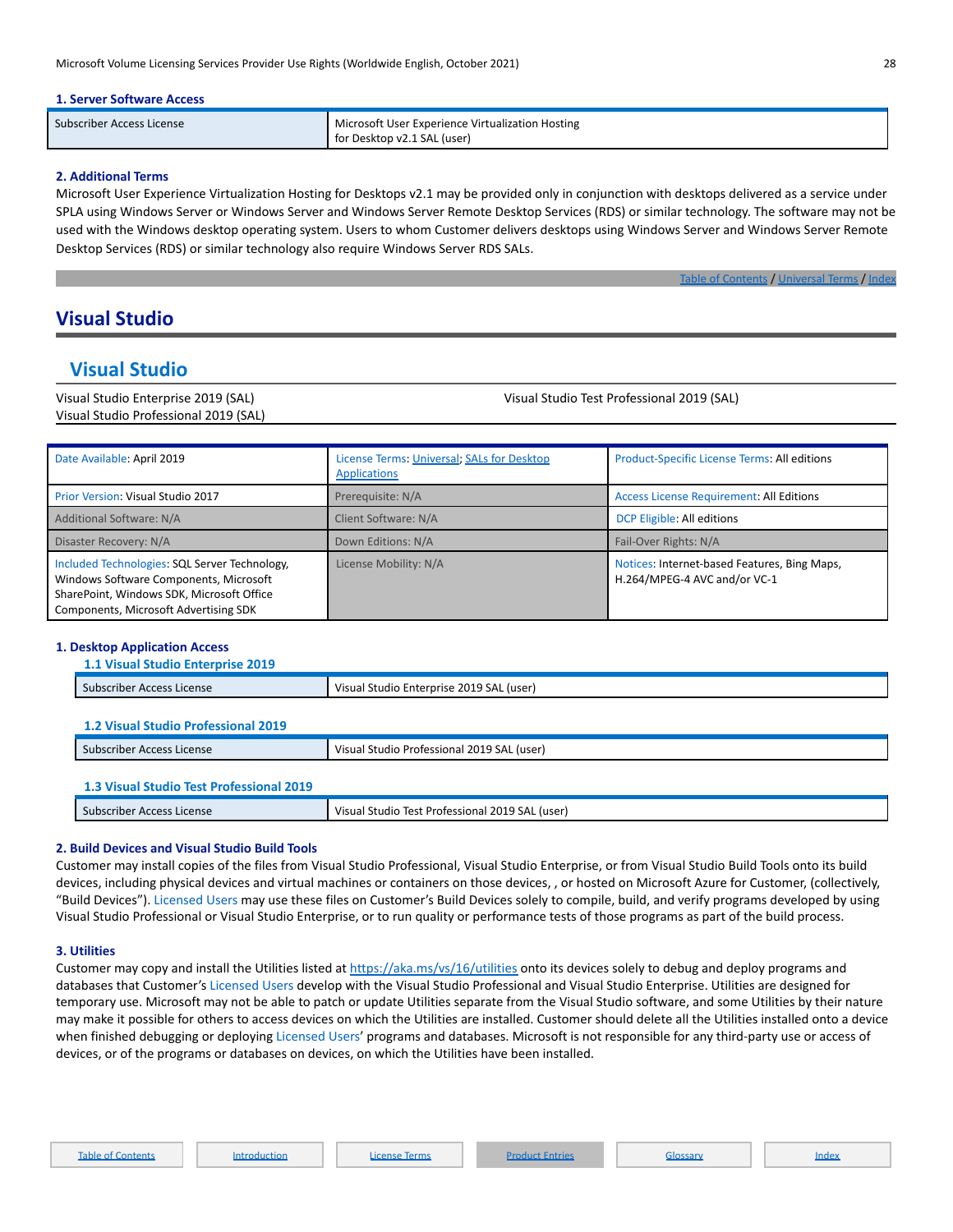**1. Server Software Access**

| | |
|---|---|
| Subscriber Access License | Microsoft User Experience Virtualization Hosting for Desktop v2.1 SAL (user) |

**2. Additional Terms**

Microsoft User Experience Virtualization Hosting for Desktops v2.1 may be provided only in conjunction with desktops delivered as a service under SPLA using Windows Server or Windows Server and Windows Server Remote Desktop Services (RDS) or similar technology. The software may not be used with the Windows desktop operating system. Users to whom Customer delivers desktops using Windows Server and Windows Server Remote Desktop Services (RDS) or similar technology also require Windows Server RDS SALs.

Table of Contents / Universal Terms / Index

# Visual Studio

## Visual Studio

Visual Studio Enterprise 2019 (SAL)
Visual Studio Professional 2019 (SAL)
Visual Studio Test Professional 2019 (SAL)

| | | |
|---|---|---|
| Date Available: April 2019 | License Terms: Universal; SALs for Desktop Applications | Product-Specific License Terms: All editions |
| Prior Version: Visual Studio 2017 | Prerequisite: N/A | Access License Requirement: All Editions |
| Additional Software: N/A | Client Software: N/A | DCP Eligible: All editions |
| Disaster Recovery: N/A | Down Editions: N/A | Fail-Over Rights: N/A |
| Included Technologies: SQL Server Technology, Windows Software Components, Microsoft SharePoint, Windows SDK, Microsoft Office Components, Microsoft Advertising SDK | License Mobility: N/A | Notices: Internet-based Features, Bing Maps, H.264/MPEG-4 AVC and/or VC-1 |

**1. Desktop Application Access**

**1.1 Visual Studio Enterprise 2019**

| | |
|---|---|
| Subscriber Access License | Visual Studio Enterprise 2019 SAL (user) |

**1.2 Visual Studio Professional 2019**

| | |
|---|---|
| Subscriber Access License | Visual Studio Professional 2019 SAL (user) |

**1.3 Visual Studio Test Professional 2019**

| | |
|---|---|
| Subscriber Access License | Visual Studio Test Professional 2019 SAL (user) |

**2. Build Devices and Visual Studio Build Tools**

Customer may install copies of the files from Visual Studio Professional, Visual Studio Enterprise, or from Visual Studio Build Tools onto its build devices, including physical devices and virtual machines or containers on those devices, , or hosted on Microsoft Azure for Customer, (collectively, "Build Devices"). Licensed Users may use these files on Customer's Build Devices solely to compile, build, and verify programs developed by using Visual Studio Professional or Visual Studio Enterprise, or to run quality or performance tests of those programs as part of the build process.

**3. Utilities**

Customer may copy and install the Utilities listed at https://aka.ms/vs/16/utilities onto its devices solely to debug and deploy programs and databases that Customer's Licensed Users develop with the Visual Studio Professional and Visual Studio Enterprise. Utilities are designed for temporary use. Microsoft may not be able to patch or update Utilities separate from the Visual Studio software, and some Utilities by their nature may make it possible for others to access devices on which the Utilities are installed. Customer should delete all the Utilities installed onto a device when finished debugging or deploying Licensed Users' programs and databases. Microsoft is not responsible for any third-party use or access of devices, or of the programs or databases on devices, on which the Utilities have been installed.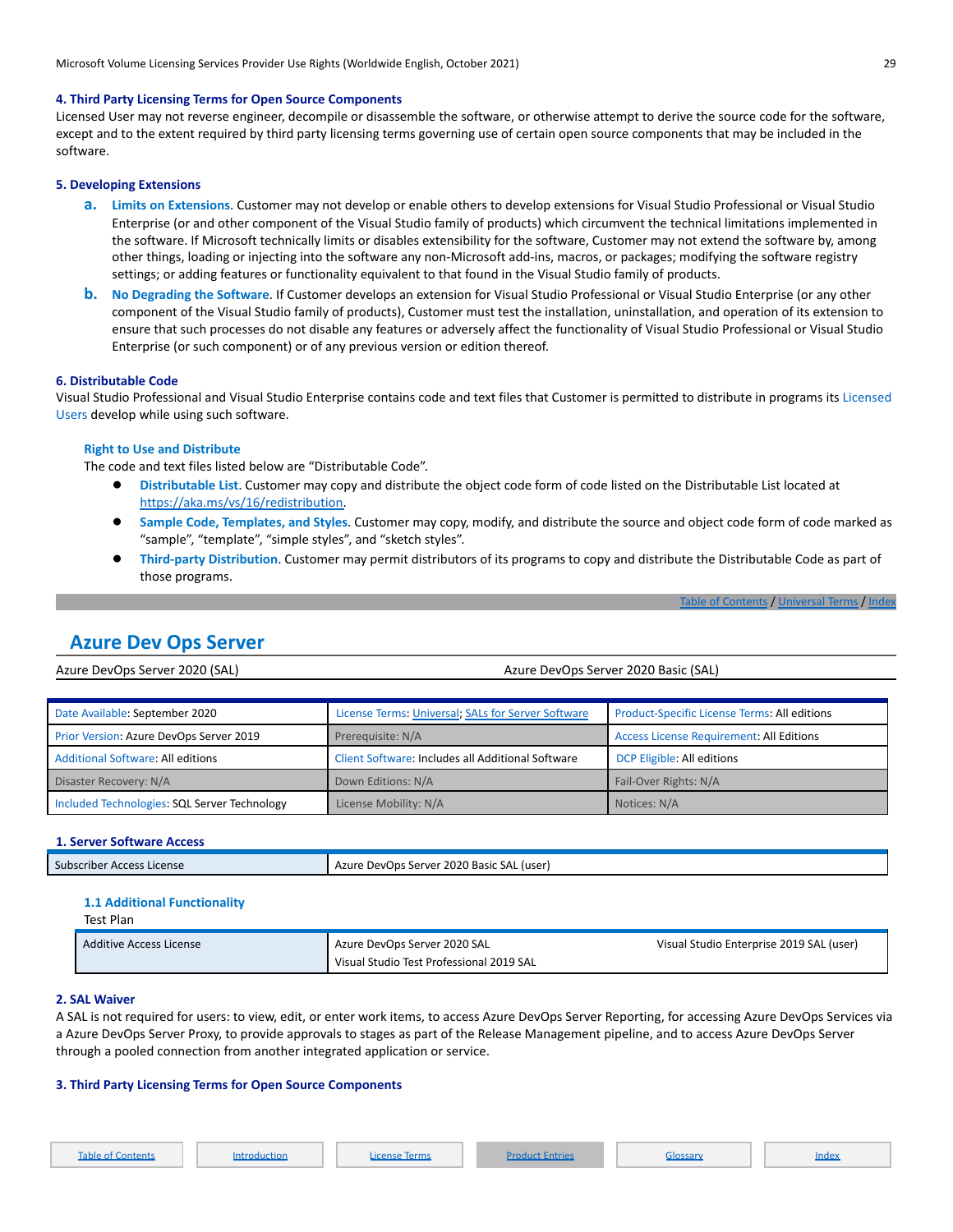### 4. Third Party Licensing Terms for Open Source Components

Licensed User may not reverse engineer, decompile or disassemble the software, or otherwise attempt to derive the source code for the software, except and to the extent required by third party licensing terms governing use of certain open source components that may be included in the software.

### 5. Developing Extensions

a. **Limits on Extensions.** Customer may not develop or enable others to develop extensions for Visual Studio Professional or Visual Studio Enterprise (or and other component of the Visual Studio family of products) which circumvent the technical limitations implemented in the software. If Microsoft technically limits or disables extensibility for the software, Customer may not extend the software by, among other things, loading or injecting into the software any non-Microsoft add-ins, macros, or packages; modifying the software registry settings; or adding features or functionality equivalent to that found in the Visual Studio family of products.

b. **No Degrading the Software.** If Customer develops an extension for Visual Studio Professional or Visual Studio Enterprise (or any other component of the Visual Studio family of products), Customer must test the installation, uninstallation, and operation of its extension to ensure that such processes do not disable any features or adversely affect the functionality of Visual Studio Professional or Visual Studio Enterprise (or such component) or of any previous version or edition thereof.

### 6. Distributable Code

Visual Studio Professional and Visual Studio Enterprise contains code and text files that Customer is permitted to distribute in programs its Licensed Users develop while using such software.

#### Right to Use and Distribute

The code and text files listed below are "Distributable Code".

- **Distributable List**. Customer may copy and distribute the object code form of code listed on the Distributable List located at https://aka.ms/vs/16/redistribution.
- **Sample Code, Templates, and Styles**. Customer may copy, modify, and distribute the source and object code form of code marked as "sample", "template", "simple styles", and "sketch styles".
- **Third-party Distribution**. Customer may permit distributors of its programs to copy and distribute the Distributable Code as part of those programs.

Table of Contents / Universal Terms / Index

## Azure Dev Ops Server

| Azure DevOps Server 2020 (SAL) | Azure DevOps Server 2020 Basic (SAL) |
|---|---|

| | | |
|---|---|---|
| Date Available: September 2020 | License Terms: Universal; SALs for Server Software | Product-Specific License Terms: All editions |
| Prior Version: Azure DevOps Server 2019 | Prerequisite: N/A | Access License Requirement: All Editions |
| Additional Software: All editions | Client Software: Includes all Additional Software | DCP Eligible: All editions |
| Disaster Recovery: N/A | Down Editions: N/A | Fail-Over Rights: N/A |
| Included Technologies: SQL Server Technology | License Mobility: N/A | Notices: N/A |

### 1. Server Software Access

| | |
|---|---|
| Subscriber Access License | Azure DevOps Server 2020 Basic SAL (user) |

#### 1.1 Additional Functionality

Test Plan

| | | |
|---|---|---|
| Additive Access License | Azure DevOps Server 2020 SAL<br>Visual Studio Test Professional 2019 SAL | Visual Studio Enterprise 2019 SAL (user) |

### 2. SAL Waiver

A SAL is not required for users: to view, edit, or enter work items, to access Azure DevOps Server Reporting, for accessing Azure DevOps Services via a Azure DevOps Server Proxy, to provide approvals to stages as part of the Release Management pipeline, and to access Azure DevOps Server through a pooled connection from another integrated application or service.

### 3. Third Party Licensing Terms for Open Source Components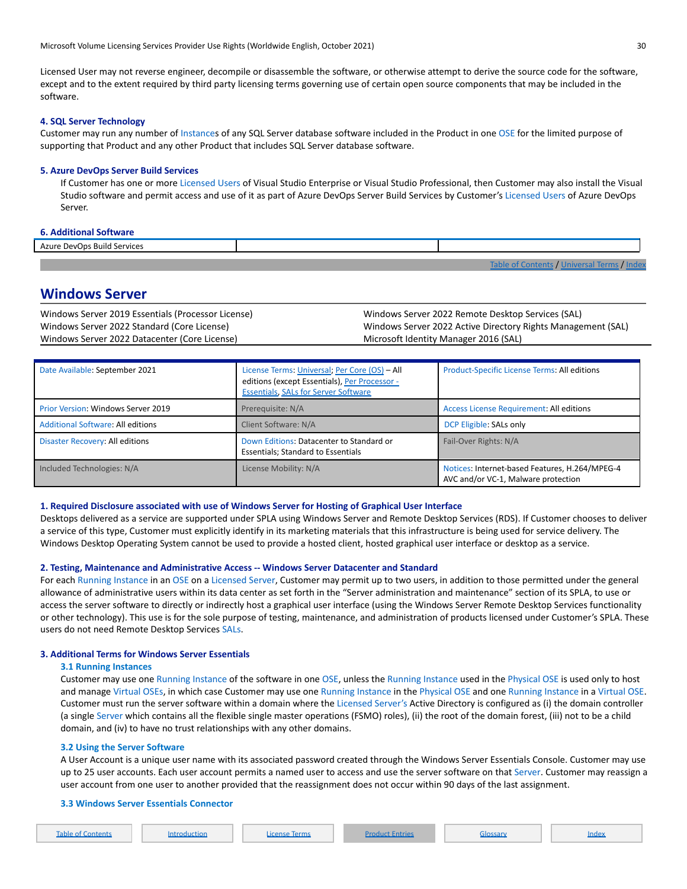Licensed User may not reverse engineer, decompile or disassemble the software, or otherwise attempt to derive the source code for the software, except and to the extent required by third party licensing terms governing use of certain open source components that may be included in the software.

### 4. SQL Server Technology

Customer may run any number of Instances of any SQL Server database software included in the Product in one OSE for the limited purpose of supporting that Product and any other Product that includes SQL Server database software.

### 5. Azure DevOps Server Build Services

If Customer has one or more Licensed Users of Visual Studio Enterprise or Visual Studio Professional, then Customer may also install the Visual Studio software and permit access and use of it as part of Azure DevOps Server Build Services by Customer's Licensed Users of Azure DevOps Server.

### 6. Additional Software

| | | |
|---|---|---|
| Azure DevOps Build Services | | |

Table of Contents / Universal Terms / Index

## Windows Server

Windows Server 2019 Essentials (Processor License)
Windows Server 2022 Standard (Core License)
Windows Server 2022 Datacenter (Core License)
Windows Server 2022 Remote Desktop Services (SAL)
Windows Server 2022 Active Directory Rights Management (SAL)
Microsoft Identity Manager 2016 (SAL)

| | | |
|---|---|---|
| Date Available: September 2021 | License Terms: Universal; Per Core (OS) – All editions (except Essentials), Per Processor - Essentials, SALs for Server Software | Product-Specific License Terms: All editions |
| Prior Version: Windows Server 2019 | Prerequisite: N/A | Access License Requirement: All editions |
| Additional Software: All editions | Client Software: N/A | DCP Eligible: SALs only |
| Disaster Recovery: All editions | Down Editions: Datacenter to Standard or Essentials; Standard to Essentials | Fail-Over Rights: N/A |
| Included Technologies: N/A | License Mobility: N/A | Notices: Internet-based Features, H.264/MPEG-4 AVC and/or VC-1, Malware protection |

### 1. Required Disclosure associated with use of Windows Server for Hosting of Graphical User Interface

Desktops delivered as a service are supported under SPLA using Windows Server and Remote Desktop Services (RDS). If Customer chooses to deliver a service of this type, Customer must explicitly identify in its marketing materials that this infrastructure is being used for service delivery. The Windows Desktop Operating System cannot be used to provide a hosted client, hosted graphical user interface or desktop as a service.

### 2. Testing, Maintenance and Administrative Access -- Windows Server Datacenter and Standard

For each Running Instance in an OSE on a Licensed Server, Customer may permit up to two users, in addition to those permitted under the general allowance of administrative users within its data center as set forth in the "Server administration and maintenance" section of its SPLA, to use or access the server software to directly or indirectly host a graphical user interface (using the Windows Server Remote Desktop Services functionality or other technology). This use is for the sole purpose of testing, maintenance, and administration of products licensed under Customer's SPLA. These users do not need Remote Desktop Services SALs.

### 3. Additional Terms for Windows Server Essentials

#### 3.1 Running Instances

Customer may use one Running Instance of the software in one OSE, unless the Running Instance used in the Physical OSE is used only to host and manage Virtual OSEs, in which case Customer may use one Running Instance in the Physical OSE and one Running Instance in a Virtual OSE. Customer must run the server software within a domain where the Licensed Server's Active Directory is configured as (i) the domain controller (a single Server which contains all the flexible single master operations (FSMO) roles), (ii) the root of the domain forest, (iii) not to be a child domain, and (iv) to have no trust relationships with any other domains.

#### 3.2 Using the Server Software

A User Account is a unique user name with its associated password created through the Windows Server Essentials Console. Customer may use up to 25 user accounts. Each user account permits a named user to access and use the server software on that Server. Customer may reassign a user account from one user to another provided that the reassignment does not occur within 90 days of the last assignment.

#### 3.3 Windows Server Essentials Connector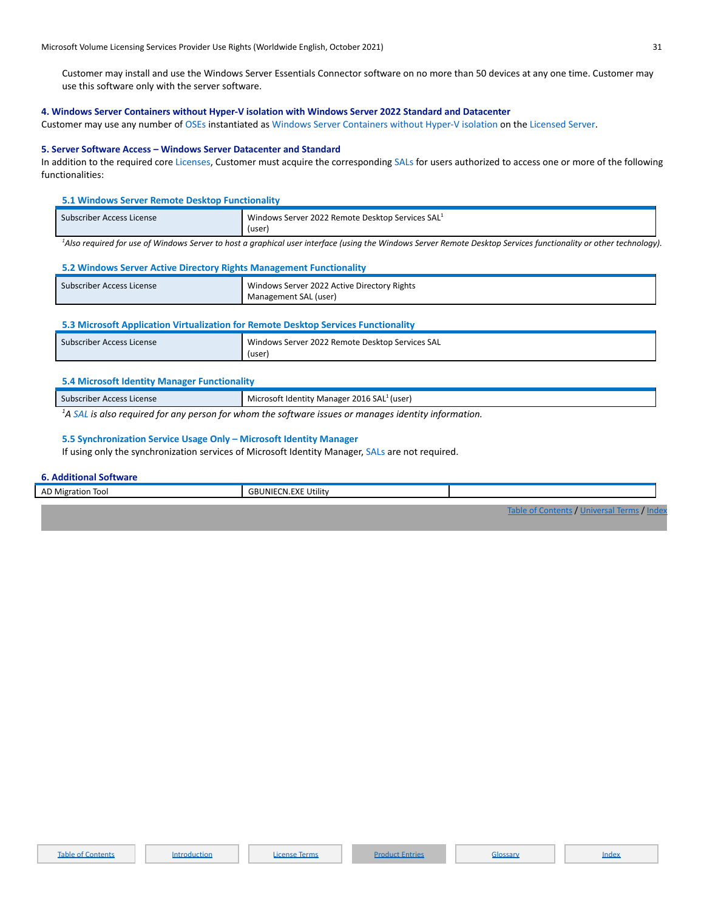Customer may install and use the Windows Server Essentials Connector software on no more than 50 devices at any one time. Customer may use this software only with the server software.

### 4. Windows Server Containers without Hyper-V isolation with Windows Server 2022 Standard and Datacenter

Customer may use any number of OSEs instantiated as Windows Server Containers without Hyper-V isolation on the Licensed Server.

### 5. Server Software Access – Windows Server Datacenter and Standard

In addition to the required core Licenses, Customer must acquire the corresponding SALs for users authorized to access one or more of the following functionalities:

#### 5.1 Windows Server Remote Desktop Functionality

| | |
|---|---|
| Subscriber Access License | Windows Server 2022 Remote Desktop Services SAL[1] (user) |

*[1]Also required for use of Windows Server to host a graphical user interface (using the Windows Server Remote Desktop Services functionality or other technology).*

#### 5.2 Windows Server Active Directory Rights Management Functionality

| | |
|---|---|
| Subscriber Access License | Windows Server 2022 Active Directory Rights Management SAL (user) |

#### 5.3 Microsoft Application Virtualization for Remote Desktop Services Functionality

| | |
|---|---|
| Subscriber Access License | Windows Server 2022 Remote Desktop Services SAL (user) |

#### 5.4 Microsoft Identity Manager Functionality

| | |
|---|---|
| Subscriber Access License | Microsoft Identity Manager 2016 SAL[1] (user) |

*[1]A SAL is also required for any person for whom the software issues or manages identity information.*

#### 5.5 Synchronization Service Usage Only – Microsoft Identity Manager

If using only the synchronization services of Microsoft Identity Manager, SALs are not required.

### 6. Additional Software

| | | |
|---|---|---|
| AD Migration Tool | GBUNIECN.EXE Utility | |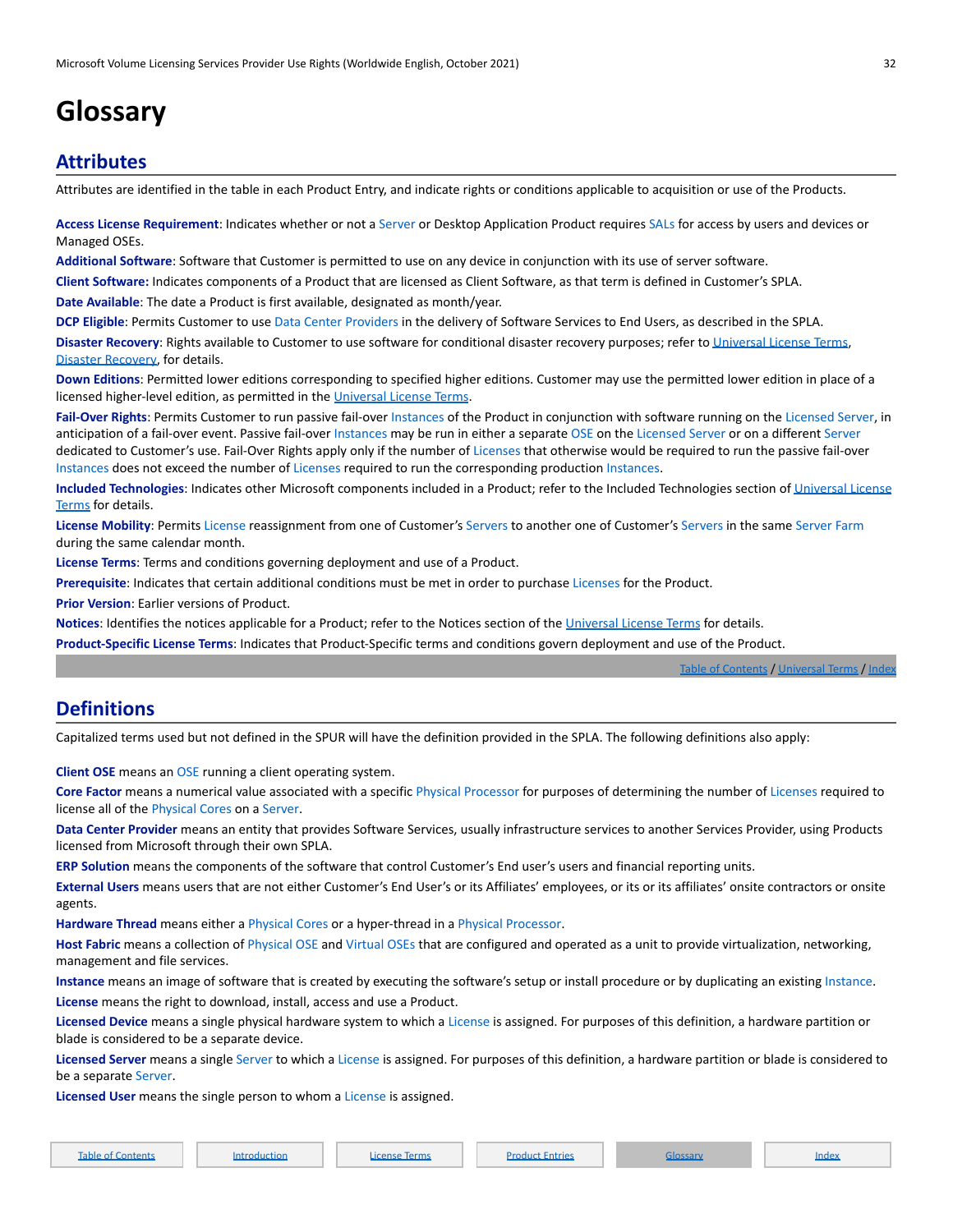# Glossary

## Attributes

Attributes are identified in the table in each Product Entry, and indicate rights or conditions applicable to acquisition or use of the Products.

**Access License Requirement**: Indicates whether or not a Server or Desktop Application Product requires SALs for access by users and devices or Managed OSEs.

**Additional Software**: Software that Customer is permitted to use on any device in conjunction with its use of server software.

**Client Software:** Indicates components of a Product that are licensed as Client Software, as that term is defined in Customer's SPLA.

**Date Available**: The date a Product is first available, designated as month/year.

**DCP Eligible**: Permits Customer to use Data Center Providers in the delivery of Software Services to End Users, as described in the SPLA.

**Disaster Recovery**: Rights available to Customer to use software for conditional disaster recovery purposes; refer to Universal License Terms, Disaster Recovery, for details.

**Down Editions**: Permitted lower editions corresponding to specified higher editions. Customer may use the permitted lower edition in place of a licensed higher-level edition, as permitted in the Universal License Terms.

**Fail-Over Rights**: Permits Customer to run passive fail-over Instances of the Product in conjunction with software running on the Licensed Server, in anticipation of a fail-over event. Passive fail-over Instances may be run in either a separate OSE on the Licensed Server or on a different Server dedicated to Customer's use. Fail-Over Rights apply only if the number of Licenses that otherwise would be required to run the passive fail-over Instances does not exceed the number of Licenses required to run the corresponding production Instances.

**Included Technologies**: Indicates other Microsoft components included in a Product; refer to the Included Technologies section of Universal License Terms for details.

**License Mobility**: Permits License reassignment from one of Customer's Servers to another one of Customer's Servers in the same Server Farm during the same calendar month.

**License Terms**: Terms and conditions governing deployment and use of a Product.

**Prerequisite**: Indicates that certain additional conditions must be met in order to purchase Licenses for the Product.

**Prior Version**: Earlier versions of Product.

**Notices**: Identifies the notices applicable for a Product; refer to the Notices section of the Universal License Terms for details.

**Product-Specific License Terms**: Indicates that Product-Specific terms and conditions govern deployment and use of the Product.

Table of Contents / Universal Terms / Index

## Definitions

Capitalized terms used but not defined in the SPUR will have the definition provided in the SPLA. The following definitions also apply:

**Client OSE** means an OSE running a client operating system.

**Core Factor** means a numerical value associated with a specific Physical Processor for purposes of determining the number of Licenses required to license all of the Physical Cores on a Server.

**Data Center Provider** means an entity that provides Software Services, usually infrastructure services to another Services Provider, using Products licensed from Microsoft through their own SPLA.

**ERP Solution** means the components of the software that control Customer's End user's users and financial reporting units.

**External Users** means users that are not either Customer's End User's or its Affiliates' employees, or its or its affiliates' onsite contractors or onsite agents.

**Hardware Thread** means either a Physical Cores or a hyper-thread in a Physical Processor.

**Host Fabric** means a collection of Physical OSE and Virtual OSEs that are configured and operated as a unit to provide virtualization, networking, management and file services.

**Instance** means an image of software that is created by executing the software's setup or install procedure or by duplicating an existing Instance.

**License** means the right to download, install, access and use a Product.

**Licensed Device** means a single physical hardware system to which a License is assigned. For purposes of this definition, a hardware partition or blade is considered to be a separate device.

**Licensed Server** means a single Server to which a License is assigned. For purposes of this definition, a hardware partition or blade is considered to be a separate Server.

**Licensed User** means the single person to whom a License is assigned.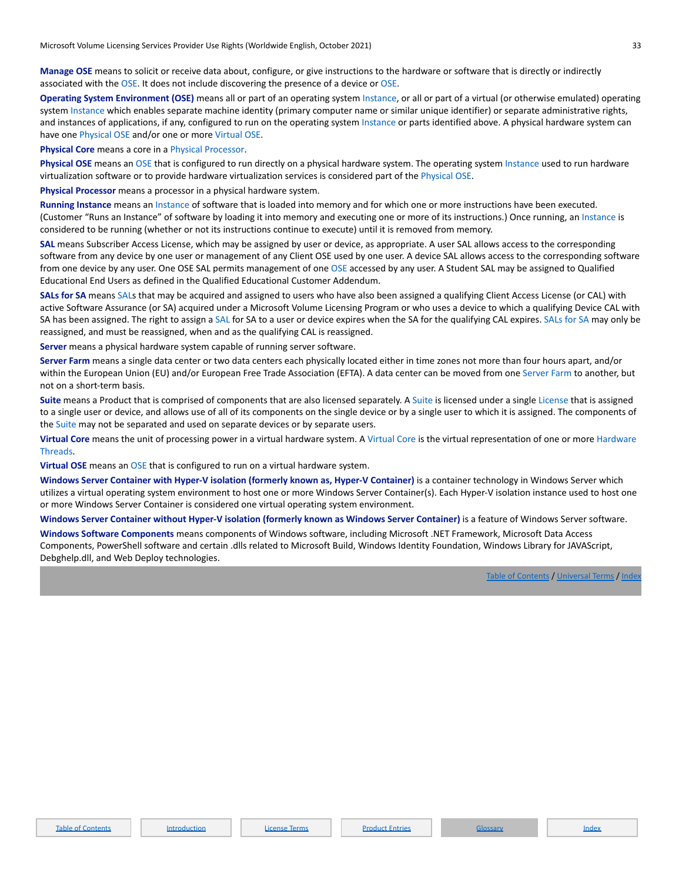**Manage OSE** means to solicit or receive data about, configure, or give instructions to the hardware or software that is directly or indirectly associated with the OSE. It does not include discovering the presence of a device or OSE.

**Operating System Environment (OSE)** means all or part of an operating system Instance, or all or part of a virtual (or otherwise emulated) operating system Instance which enables separate machine identity (primary computer name or similar unique identifier) or separate administrative rights, and instances of applications, if any, configured to run on the operating system Instance or parts identified above. A physical hardware system can have one Physical OSE and/or one or more Virtual OSE.

**Physical Core** means a core in a Physical Processor.

**Physical OSE** means an OSE that is configured to run directly on a physical hardware system. The operating system Instance used to run hardware virtualization software or to provide hardware virtualization services is considered part of the Physical OSE.

**Physical Processor** means a processor in a physical hardware system.

**Running Instance** means an Instance of software that is loaded into memory and for which one or more instructions have been executed. (Customer "Runs an Instance" of software by loading it into memory and executing one or more of its instructions.) Once running, an Instance is considered to be running (whether or not its instructions continue to execute) until it is removed from memory.

**SAL** means Subscriber Access License, which may be assigned by user or device, as appropriate. A user SAL allows access to the corresponding software from any device by one user or management of any Client OSE used by one user. A device SAL allows access to the corresponding software from one device by any user. One OSE SAL permits management of one OSE accessed by any user. A Student SAL may be assigned to Qualified Educational End Users as defined in the Qualified Educational Customer Addendum.

**SALs for SA** means SALs that may be acquired and assigned to users who have also been assigned a qualifying Client Access License (or CAL) with active Software Assurance (or SA) acquired under a Microsoft Volume Licensing Program or who uses a device to which a qualifying Device CAL with SA has been assigned. The right to assign a SAL for SA to a user or device expires when the SA for the qualifying CAL expires. SALs for SA may only be reassigned, and must be reassigned, when and as the qualifying CAL is reassigned.

**Server** means a physical hardware system capable of running server software.

**Server Farm** means a single data center or two data centers each physically located either in time zones not more than four hours apart, and/or within the European Union (EU) and/or European Free Trade Association (EFTA). A data center can be moved from one Server Farm to another, but not on a short-term basis.

**Suite** means a Product that is comprised of components that are also licensed separately. A Suite is licensed under a single License that is assigned to a single user or device, and allows use of all of its components on the single device or by a single user to which it is assigned. The components of the Suite may not be separated and used on separate devices or by separate users.

**Virtual Core** means the unit of processing power in a virtual hardware system. A Virtual Core is the virtual representation of one or more Hardware Threads.

**Virtual OSE** means an OSE that is configured to run on a virtual hardware system.

**Windows Server Container with Hyper-V isolation (formerly known as, Hyper-V Container)** is a container technology in Windows Server which utilizes a virtual operating system environment to host one or more Windows Server Container(s). Each Hyper-V isolation instance used to host one or more Windows Server Container is considered one virtual operating system environment.

**Windows Server Container without Hyper-V isolation (formerly known as Windows Server Container)** is a feature of Windows Server software.

**Windows Software Components** means components of Windows software, including Microsoft .NET Framework, Microsoft Data Access Components, PowerShell software and certain .dlls related to Microsoft Build, Windows Identity Foundation, Windows Library for JAVAScript, Debghelp.dll, and Web Deploy technologies.

Table of Contents / Universal Terms / Index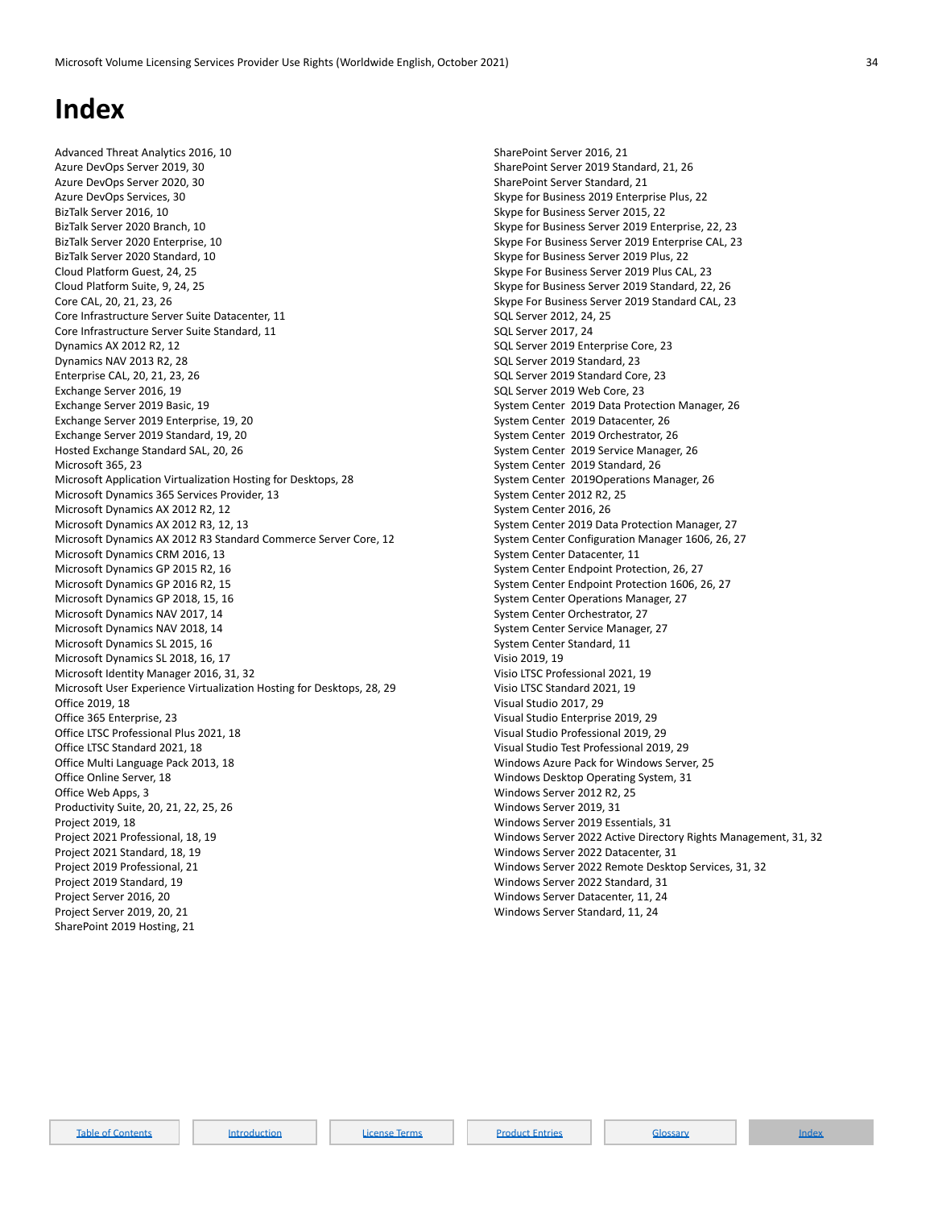# Index

Advanced Threat Analytics 2016, 10
Azure DevOps Server 2019, 30
Azure DevOps Server 2020, 30
Azure DevOps Services, 30
BizTalk Server 2016, 10
BizTalk Server 2020 Branch, 10
BizTalk Server 2020 Enterprise, 10
BizTalk Server 2020 Standard, 10
Cloud Platform Guest, 24, 25
Cloud Platform Suite, 9, 24, 25
Core CAL, 20, 21, 23, 26
Core Infrastructure Server Suite Datacenter, 11
Core Infrastructure Server Suite Standard, 11
Dynamics AX 2012 R2, 12
Dynamics NAV 2013 R2, 28
Enterprise CAL, 20, 21, 23, 26
Exchange Server 2016, 19
Exchange Server 2019 Basic, 19
Exchange Server 2019 Enterprise, 19, 20
Exchange Server 2019 Standard, 19, 20
Hosted Exchange Standard SAL, 20, 26
Microsoft 365, 23
Microsoft Application Virtualization Hosting for Desktops, 28
Microsoft Dynamics 365 Services Provider, 13
Microsoft Dynamics AX 2012 R2, 12
Microsoft Dynamics AX 2012 R3, 12, 13
Microsoft Dynamics AX 2012 R3 Standard Commerce Server Core, 12
Microsoft Dynamics CRM 2016, 13
Microsoft Dynamics GP 2015 R2, 16
Microsoft Dynamics GP 2016 R2, 15
Microsoft Dynamics GP 2018, 15, 16
Microsoft Dynamics NAV 2017, 14
Microsoft Dynamics NAV 2018, 14
Microsoft Dynamics SL 2015, 16
Microsoft Dynamics SL 2018, 16, 17
Microsoft Identity Manager 2016, 31, 32
Microsoft User Experience Virtualization Hosting for Desktops, 28, 29
Office 2019, 18
Office 365 Enterprise, 23
Office LTSC Professional Plus 2021, 18
Office LTSC Standard 2021, 18
Office Multi Language Pack 2013, 18
Office Online Server, 18
Office Web Apps, 3
Productivity Suite, 20, 21, 22, 25, 26
Project 2019, 18
Project 2021 Professional, 18, 19
Project 2021 Standard, 18, 19
Project 2019 Professional, 21
Project 2019 Standard, 19
Project Server 2016, 20
Project Server 2019, 20, 21
SharePoint 2019 Hosting, 21
SharePoint Server 2016, 21
SharePoint Server 2019 Standard, 21, 26
SharePoint Server Standard, 21
Skype for Business 2019 Enterprise Plus, 22
Skype for Business Server 2015, 22
Skype for Business Server 2019 Enterprise, 22, 23
Skype For Business Server 2019 Enterprise CAL, 23
Skype for Business Server 2019 Plus, 22
Skype For Business Server 2019 Plus CAL, 23
Skype for Business Server 2019 Standard, 22, 26
Skype For Business Server 2019 Standard CAL, 23
SQL Server 2012, 24, 25
SQL Server 2017, 24
SQL Server 2019 Enterprise Core, 23
SQL Server 2019 Standard, 23
SQL Server 2019 Standard Core, 23
SQL Server 2019 Web Core, 23
System Center 2019 Data Protection Manager, 26
System Center 2019 Datacenter, 26
System Center 2019 Orchestrator, 26
System Center 2019 Service Manager, 26
System Center 2019 Standard, 26
System Center 2019Operations Manager, 26
System Center 2012 R2, 25
System Center 2016, 26
System Center 2019 Data Protection Manager, 27
System Center Configuration Manager 1606, 26, 27
System Center Datacenter, 11
System Center Endpoint Protection, 26, 27
System Center Endpoint Protection 1606, 26, 27
System Center Operations Manager, 27
System Center Orchestrator, 27
System Center Service Manager, 27
System Center Standard, 11
Visio 2019, 19
Visio LTSC Professional 2021, 19
Visio LTSC Standard 2021, 19
Visual Studio 2017, 29
Visual Studio Enterprise 2019, 29
Visual Studio Professional 2019, 29
Visual Studio Test Professional 2019, 29
Windows Azure Pack for Windows Server, 25
Windows Desktop Operating System, 31
Windows Server 2012 R2, 25
Windows Server 2019, 31
Windows Server 2019 Essentials, 31
Windows Server 2022 Active Directory Rights Management, 31, 32
Windows Server 2022 Datacenter, 31
Windows Server 2022 Remote Desktop Services, 31, 32
Windows Server 2022 Standard, 31
Windows Server Datacenter, 11, 24
Windows Server Standard, 11, 24

Table of Contents | Introduction | License Terms | Product Entries | Glossary | Index